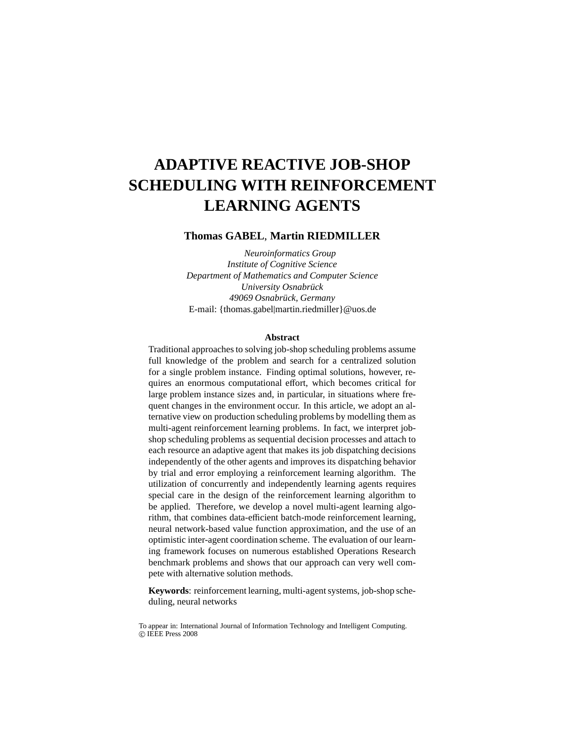# ADAPTIVE REACTIVE JOB-SHOP SCHEDULING WITH REINFORCEMENT LEARNING AGENTS

**Thomas GABEL**, **Martin RIEDMILLER**

*Neuroinformatics Group*
*Institute of Cognitive Science*
*Department of Mathematics and Computer Science*
*University Osnabrück*
*49069 Osnabrück, Germany*
E-mail: {thomas.gabel|martin.riedmiller}@uos.de

**Abstract**

Traditional approaches to solving job-shop scheduling problems assume full knowledge of the problem and search for a centralized solution for a single problem instance. Finding optimal solutions, however, requires an enormous computational effort, which becomes critical for large problem instance sizes and, in particular, in situations where frequent changes in the environment occur. In this article, we adopt an alternative view on production scheduling problems by modelling them as multi-agent reinforcement learning problems. In fact, we interpret job-shop scheduling problems as sequential decision processes and attach to each resource an adaptive agent that makes its job dispatching decisions independently of the other agents and improves its dispatching behavior by trial and error employing a reinforcement learning algorithm. The utilization of concurrently and independently learning agents requires special care in the design of the reinforcement learning algorithm to be applied. Therefore, we develop a novel multi-agent learning algorithm, that combines data-efficient batch-mode reinforcement learning, neural network-based value function approximation, and the use of an optimistic inter-agent coordination scheme. The evaluation of our learning framework focuses on numerous established Operations Research benchmark problems and shows that our approach can very well compete with alternative solution methods.

**Keywords**: reinforcement learning, multi-agent systems, job-shop scheduling, neural networks

To appear in: International Journal of Information Technology and Intelligent Computing.
© IEEE Press 2008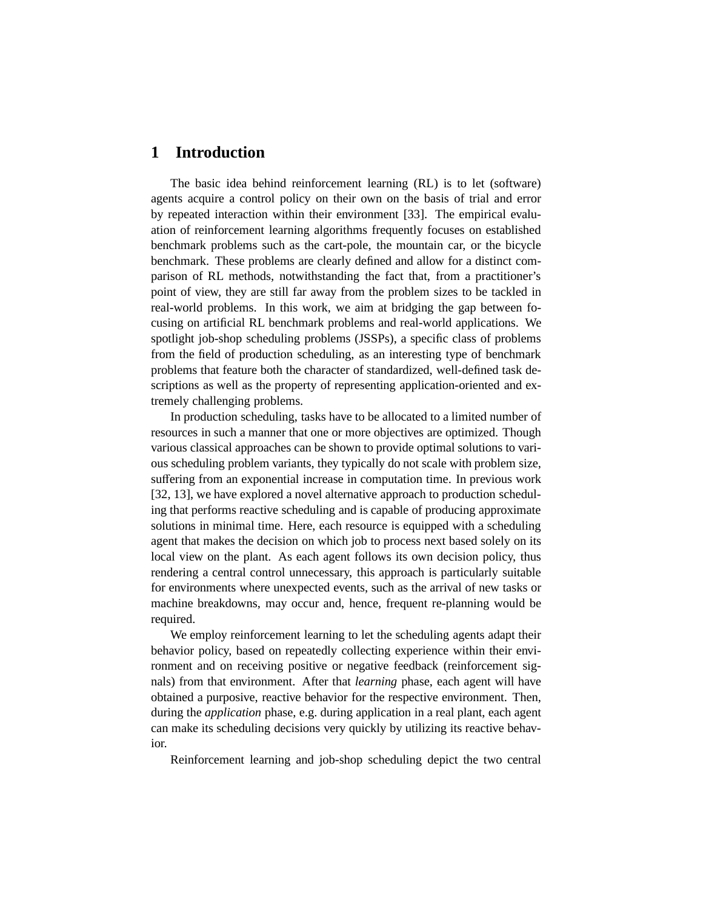# 1 Introduction

The basic idea behind reinforcement learning (RL) is to let (software) agents acquire a control policy on their own on the basis of trial and error by repeated interaction within their environment [33]. The empirical evaluation of reinforcement learning algorithms frequently focuses on established benchmark problems such as the cart-pole, the mountain car, or the bicycle benchmark. These problems are clearly defined and allow for a distinct comparison of RL methods, notwithstanding the fact that, from a practitioner's point of view, they are still far away from the problem sizes to be tackled in real-world problems. In this work, we aim at bridging the gap between focusing on artificial RL benchmark problems and real-world applications. We spotlight job-shop scheduling problems (JSSPs), a specific class of problems from the field of production scheduling, as an interesting type of benchmark problems that feature both the character of standardized, well-defined task descriptions as well as the property of representing application-oriented and extremely challenging problems.

In production scheduling, tasks have to be allocated to a limited number of resources in such a manner that one or more objectives are optimized. Though various classical approaches can be shown to provide optimal solutions to various scheduling problem variants, they typically do not scale with problem size, suffering from an exponential increase in computation time. In previous work [32, 13], we have explored a novel alternative approach to production scheduling that performs reactive scheduling and is capable of producing approximate solutions in minimal time. Here, each resource is equipped with a scheduling agent that makes the decision on which job to process next based solely on its local view on the plant. As each agent follows its own decision policy, thus rendering a central control unnecessary, this approach is particularly suitable for environments where unexpected events, such as the arrival of new tasks or machine breakdowns, may occur and, hence, frequent re-planning would be required.

We employ reinforcement learning to let the scheduling agents adapt their behavior policy, based on repeatedly collecting experience within their environment and on receiving positive or negative feedback (reinforcement signals) from that environment. After that *learning* phase, each agent will have obtained a purposive, reactive behavior for the respective environment. Then, during the *application* phase, e.g. during application in a real plant, each agent can make its scheduling decisions very quickly by utilizing its reactive behavior.

Reinforcement learning and job-shop scheduling depict the two central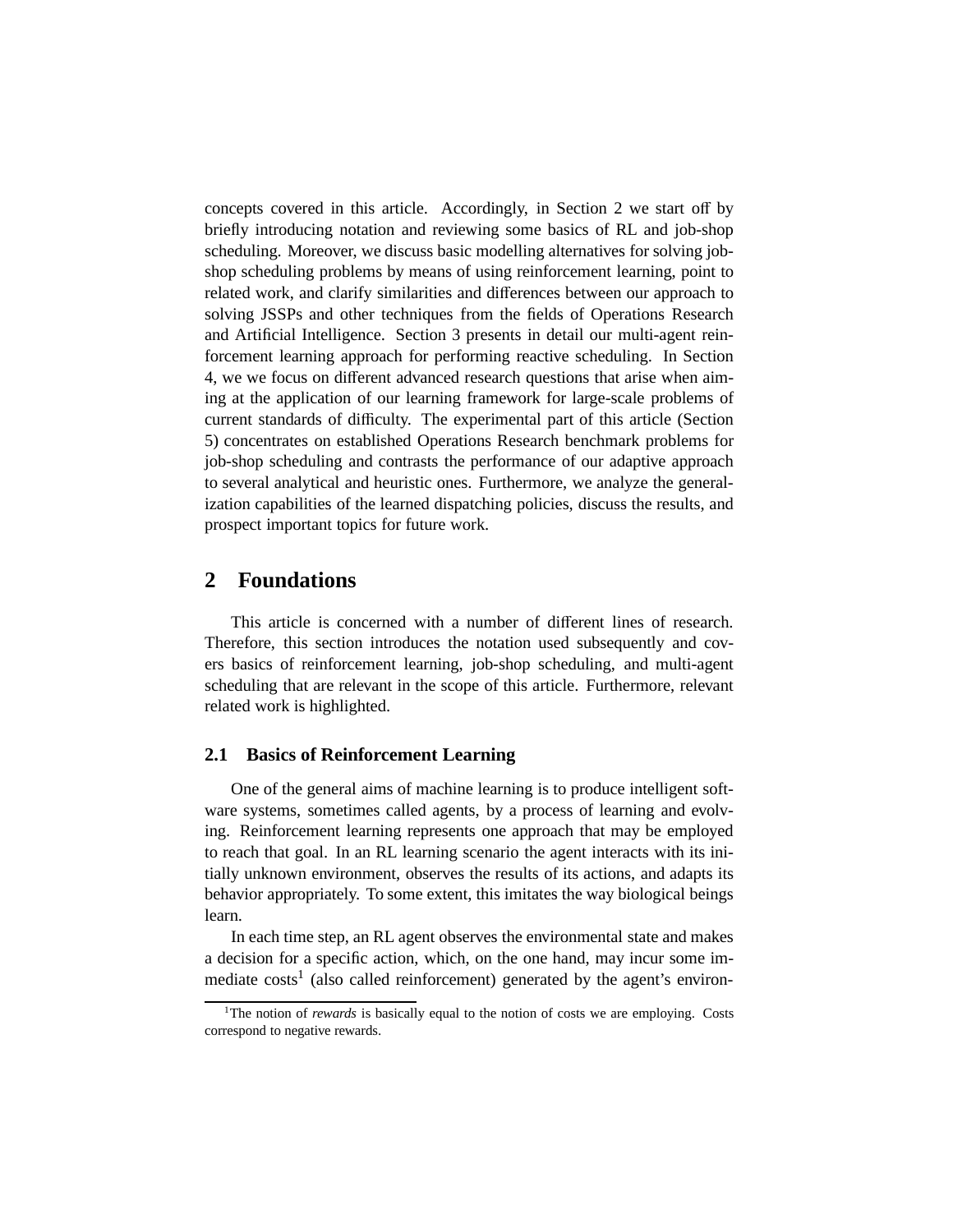concepts covered in this article. Accordingly, in Section 2 we start off by briefly introducing notation and reviewing some basics of RL and job-shop scheduling. Moreover, we discuss basic modelling alternatives for solving job-shop scheduling problems by means of using reinforcement learning, point to related work, and clarify similarities and differences between our approach to solving JSSPs and other techniques from the fields of Operations Research and Artificial Intelligence. Section 3 presents in detail our multi-agent reinforcement learning approach for performing reactive scheduling. In Section 4, we we focus on different advanced research questions that arise when aiming at the application of our learning framework for large-scale problems of current standards of difficulty. The experimental part of this article (Section 5) concentrates on established Operations Research benchmark problems for job-shop scheduling and contrasts the performance of our adaptive approach to several analytical and heuristic ones. Furthermore, we analyze the generalization capabilities of the learned dispatching policies, discuss the results, and prospect important topics for future work.

## 2 Foundations

This article is concerned with a number of different lines of research. Therefore, this section introduces the notation used subsequently and covers basics of reinforcement learning, job-shop scheduling, and multi-agent scheduling that are relevant in the scope of this article. Furthermore, relevant related work is highlighted.

### 2.1 Basics of Reinforcement Learning

One of the general aims of machine learning is to produce intelligent software systems, sometimes called agents, by a process of learning and evolving. Reinforcement learning represents one approach that may be employed to reach that goal. In an RL learning scenario the agent interacts with its initially unknown environment, observes the results of its actions, and adapts its behavior appropriately. To some extent, this imitates the way biological beings learn.

In each time step, an RL agent observes the environmental state and makes a decision for a specific action, which, on the one hand, may incur some immediate costs[1] (also called reinforcement) generated by the agent's environ-

[1] The notion of *rewards* is basically equal to the notion of costs we are employing. Costs correspond to negative rewards.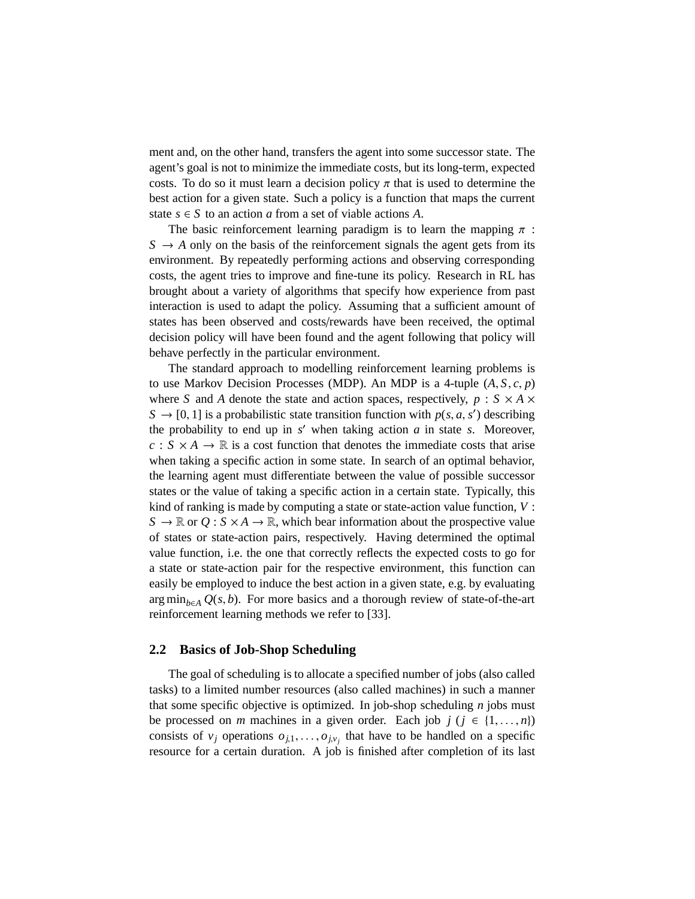ment and, on the other hand, transfers the agent into some successor state. The agent's goal is not to minimize the immediate costs, but its long-term, expected costs. To do so it must learn a decision policy $\pi$ that is used to determine the best action for a given state. Such a policy is a function that maps the current state $s \in S$ to an action $a$ from a set of viable actions $A$.

The basic reinforcement learning paradigm is to learn the mapping $\pi : S \rightarrow A$ only on the basis of the reinforcement signals the agent gets from its environment. By repeatedly performing actions and observing corresponding costs, the agent tries to improve and fine-tune its policy. Research in RL has brought about a variety of algorithms that specify how experience from past interaction is used to adapt the policy. Assuming that a sufficient amount of states has been observed and costs/rewards have been received, the optimal decision policy will have been found and the agent following that policy will behave perfectly in the particular environment.

The standard approach to modelling reinforcement learning problems is to use Markov Decision Processes (MDP). An MDP is a 4-tuple $(A, S, c, p)$ where $S$ and $A$ denote the state and action spaces, respectively, $p : S \times A \times S \rightarrow [0, 1]$ is a probabilistic state transition function with $p(s, a, s')$ describing the probability to end up in $s'$ when taking action $a$ in state $s$. Moreover, $c : S \times A \rightarrow \mathbb{R}$ is a cost function that denotes the immediate costs that arise when taking a specific action in some state. In search of an optimal behavior, the learning agent must differentiate between the value of possible successor states or the value of taking a specific action in a certain state. Typically, this kind of ranking is made by computing a state or state-action value function, $V : S \rightarrow \mathbb{R}$ or $Q : S \times A \rightarrow \mathbb{R}$, which bear information about the prospective value of states or state-action pairs, respectively. Having determined the optimal value function, i.e. the one that correctly reflects the expected costs to go for a state or state-action pair for the respective environment, this function can easily be employed to induce the best action in a given state, e.g. by evaluating $\arg\min_{b \in A} Q(s, b)$. For more basics and a thorough review of state-of-the-art reinforcement learning methods we refer to [33].

## 2.2 Basics of Job-Shop Scheduling

The goal of scheduling is to allocate a specified number of jobs (also called tasks) to a limited number resources (also called machines) in such a manner that some specific objective is optimized. In job-shop scheduling $n$ jobs must be processed on $m$ machines in a given order. Each job $j$ ($j \in \{1, \dots, n\}$) consists of $v_j$ operations $o_{j,1}, \dots, o_{j,v_j}$ that have to be handled on a specific resource for a certain duration. A job is finished after completion of its last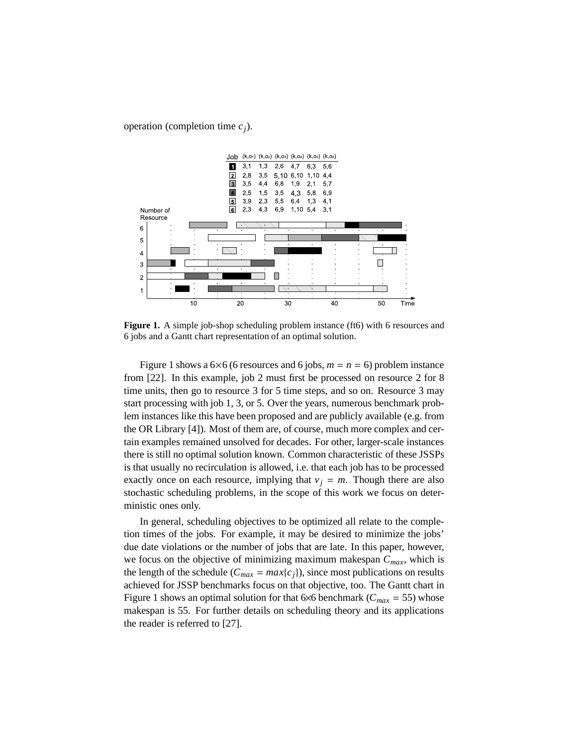operation (completion time $c_j$).

| Job | $(k,o_1)$ | $(k,o_2)$ | $(k,o_3)$ | $(k,o_4)$ | $(k,o_5)$ | $(k,o_6)$ |
|---|---|---|---|---|---|---|
| 1 | 3,1 | 1,3 | 2,6 | 4,7 | 6,3 | 5,6 |
| 2 | 2,8 | 3,5 | 5,10 | 6,10 | 1,10 | 4,4 |
| 3 | 3,5 | 4,4 | 6,8 | 1,9 | 2,1 | 5,7 |
| 4 | 2,5 | 1,5 | 3,5 | 4,3 | 5,8 | 6,9 |
| 5 | 3,9 | 2,3 | 5,5 | 6,4 | 1,3 | 4,1 |
| 6 | 2,3 | 4,3 | 6,9 | 1,10 | 5,4 | 3,1 |

**Figure 1.** A simple job-shop scheduling problem instance (ft6) with 6 resources and 6 jobs and a Gantt chart representation of an optimal solution.

Figure 1 shows a 6×6 (6 resources and 6 jobs, $m = n = 6$) problem instance from [22]. In this example, job 2 must first be processed on resource 2 for 8 time units, then go to resource 3 for 5 time steps, and so on. Resource 3 may start processing with job 1, 3, or 5. Over the years, numerous benchmark problem instances like this have been proposed and are publicly available (e.g. from the OR Library [4]). Most of them are, of course, much more complex and certain examples remained unsolved for decades. For other, larger-scale instances there is still no optimal solution known. Common characteristic of these JSSPs is that usually no recirculation is allowed, i.e. that each job has to be processed exactly once on each resource, implying that $v_j = m$. Though there are also stochastic scheduling problems, in the scope of this work we focus on deterministic ones only.

In general, scheduling objectives to be optimized all relate to the completion times of the jobs. For example, it may be desired to minimize the jobs' due date violations or the number of jobs that are late. In this paper, however, we focus on the objective of minimizing maximum makespan $C_{max}$, which is the length of the schedule ($C_{max} = max\{c_j\}$), since most publications on results achieved for JSSP benchmarks focus on that objective, too. The Gantt chart in Figure 1 shows an optimal solution for that 6×6 benchmark ($C_{max} = 55$) whose makespan is 55. For further details on scheduling theory and its applications the reader is referred to [27].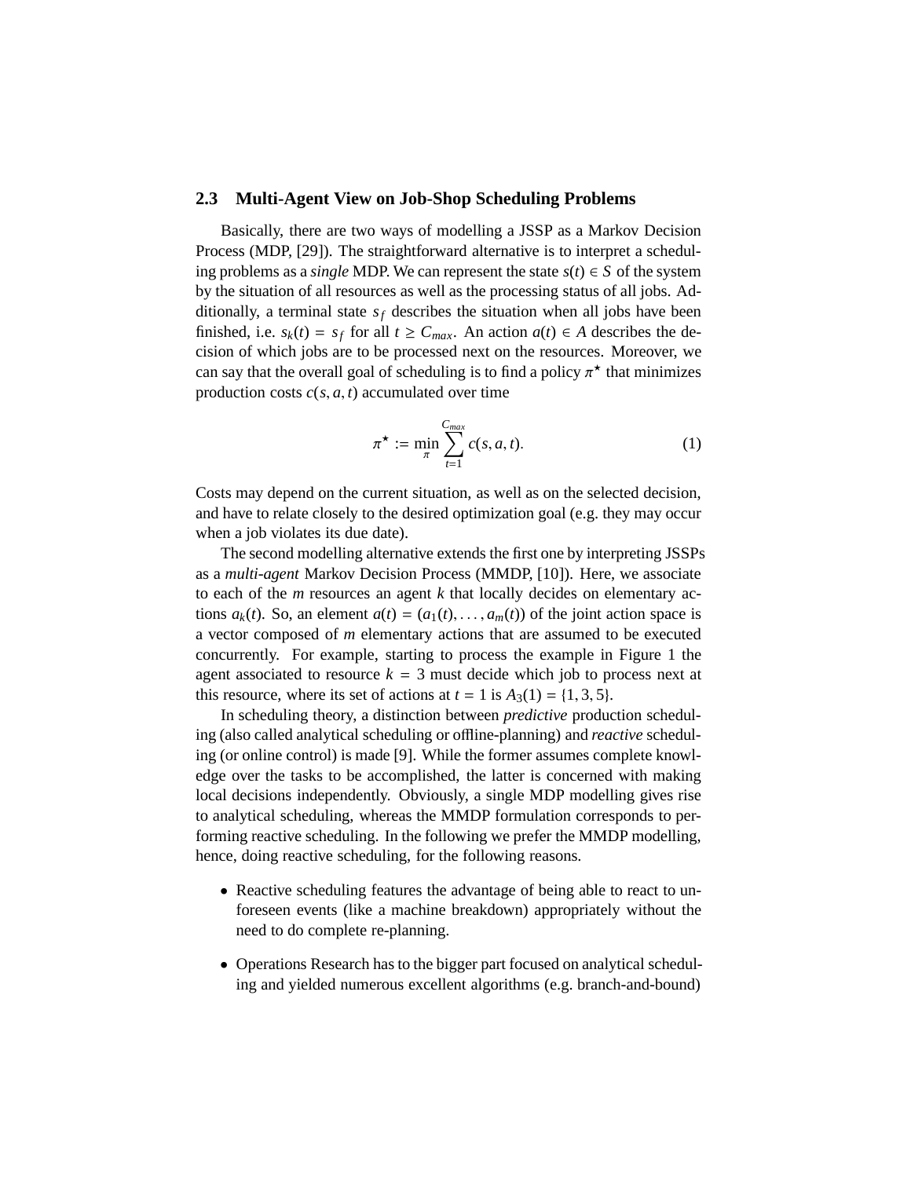### 2.3 Multi-Agent View on Job-Shop Scheduling Problems

Basically, there are two ways of modelling a JSSP as a Markov Decision Process (MDP, [29]). The straightforward alternative is to interpret a scheduling problems as a *single* MDP. We can represent the state $s(t) \in S$ of the system by the situation of all resources as well as the processing status of all jobs. Additionally, a terminal state $s_f$ describes the situation when all jobs have been finished, i.e. $s_k(t) = s_f$ for all $t \geq C_{max}$. An action $a(t) \in A$ describes the decision of which jobs are to be processed next on the resources. Moreover, we can say that the overall goal of scheduling is to find a policy $\pi^\star$ that minimizes production costs $c(s, a, t)$ accumulated over time

$$\pi^\star := \min_{\pi} \sum_{t=1}^{C_{max}} c(s, a, t). \tag{1}$$

Costs may depend on the current situation, as well as on the selected decision, and have to relate closely to the desired optimization goal (e.g. they may occur when a job violates its due date).

The second modelling alternative extends the first one by interpreting JSSPs as a *multi-agent* Markov Decision Process (MMDP, [10]). Here, we associate to each of the $m$ resources an agent $k$ that locally decides on elementary actions $a_k(t)$. So, an element $a(t) = (a_1(t), \ldots, a_m(t))$ of the joint action space is a vector composed of $m$ elementary actions that are assumed to be executed concurrently. For example, starting to process the example in Figure 1 the agent associated to resource $k = 3$ must decide which job to process next at this resource, where its set of actions at $t = 1$ is $A_3(1) = \{1, 3, 5\}$.

In scheduling theory, a distinction between *predictive* production scheduling (also called analytical scheduling or offline-planning) and *reactive* scheduling (or online control) is made [9]. While the former assumes complete knowledge over the tasks to be accomplished, the latter is concerned with making local decisions independently. Obviously, a single MDP modelling gives rise to analytical scheduling, whereas the MMDP formulation corresponds to performing reactive scheduling. In the following we prefer the MMDP modelling, hence, doing reactive scheduling, for the following reasons.

- Reactive scheduling features the advantage of being able to react to unforeseen events (like a machine breakdown) appropriately without the need to do complete re-planning.
- Operations Research has to the bigger part focused on analytical scheduling and yielded numerous excellent algorithms (e.g. branch-and-bound)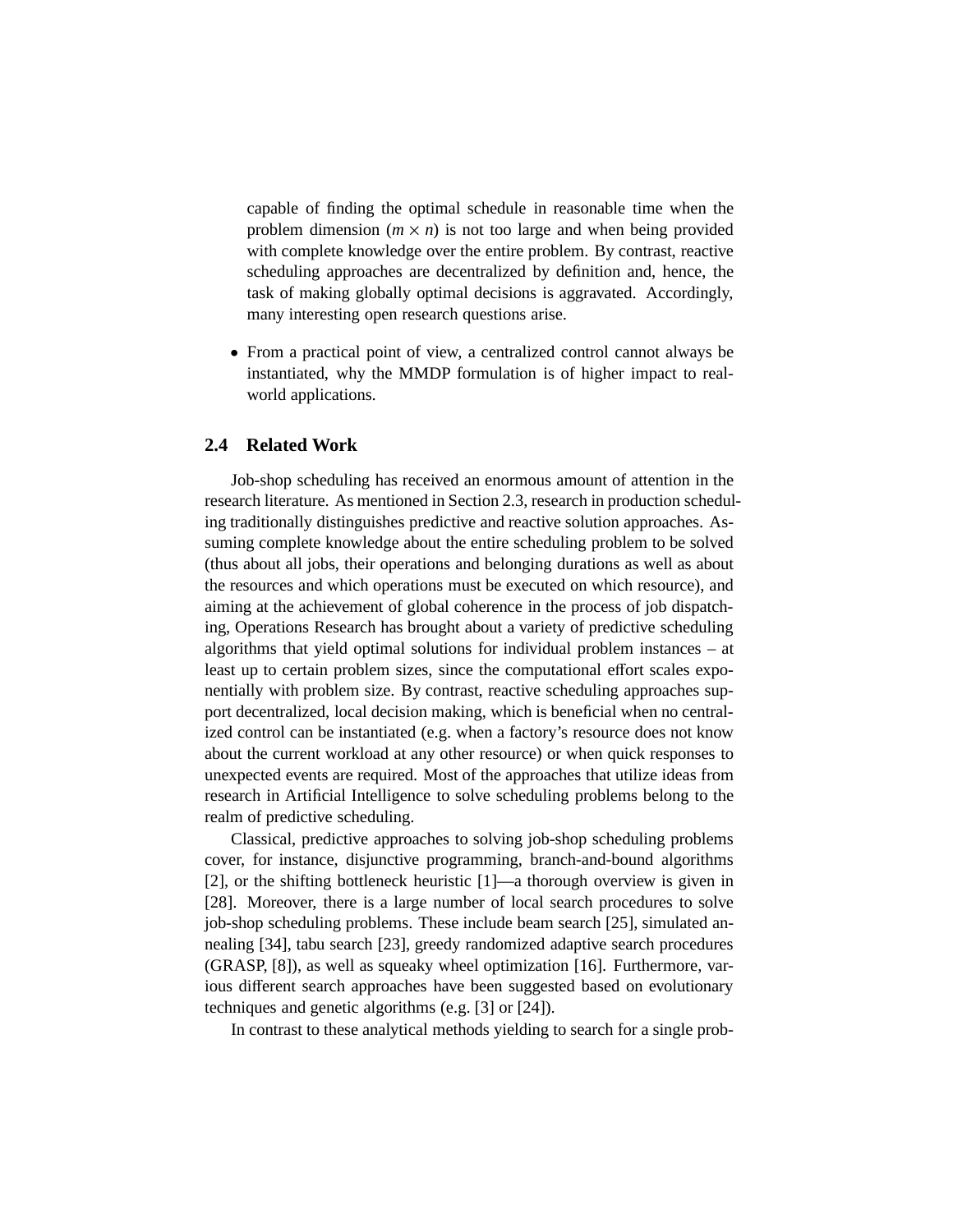capable of finding the optimal schedule in reasonable time when the problem dimension ($m \times n$) is not too large and when being provided with complete knowledge over the entire problem. By contrast, reactive scheduling approaches are decentralized by definition and, hence, the task of making globally optimal decisions is aggravated. Accordingly, many interesting open research questions arise.

- From a practical point of view, a centralized control cannot always be instantiated, why the MMDP formulation is of higher impact to real-world applications.

## 2.4 Related Work

Job-shop scheduling has received an enormous amount of attention in the research literature. As mentioned in Section 2.3, research in production scheduling traditionally distinguishes predictive and reactive solution approaches. Assuming complete knowledge about the entire scheduling problem to be solved (thus about all jobs, their operations and belonging durations as well as about the resources and which operations must be executed on which resource), and aiming at the achievement of global coherence in the process of job dispatching, Operations Research has brought about a variety of predictive scheduling algorithms that yield optimal solutions for individual problem instances – at least up to certain problem sizes, since the computational effort scales exponentially with problem size. By contrast, reactive scheduling approaches support decentralized, local decision making, which is beneficial when no centralized control can be instantiated (e.g. when a factory's resource does not know about the current workload at any other resource) or when quick responses to unexpected events are required. Most of the approaches that utilize ideas from research in Artificial Intelligence to solve scheduling problems belong to the realm of predictive scheduling.

Classical, predictive approaches to solving job-shop scheduling problems cover, for instance, disjunctive programming, branch-and-bound algorithms [2], or the shifting bottleneck heuristic [1]—a thorough overview is given in [28]. Moreover, there is a large number of local search procedures to solve job-shop scheduling problems. These include beam search [25], simulated annealing [34], tabu search [23], greedy randomized adaptive search procedures (GRASP, [8]), as well as squeaky wheel optimization [16]. Furthermore, various different search approaches have been suggested based on evolutionary techniques and genetic algorithms (e.g. [3] or [24]).

In contrast to these analytical methods yielding to search for a single prob-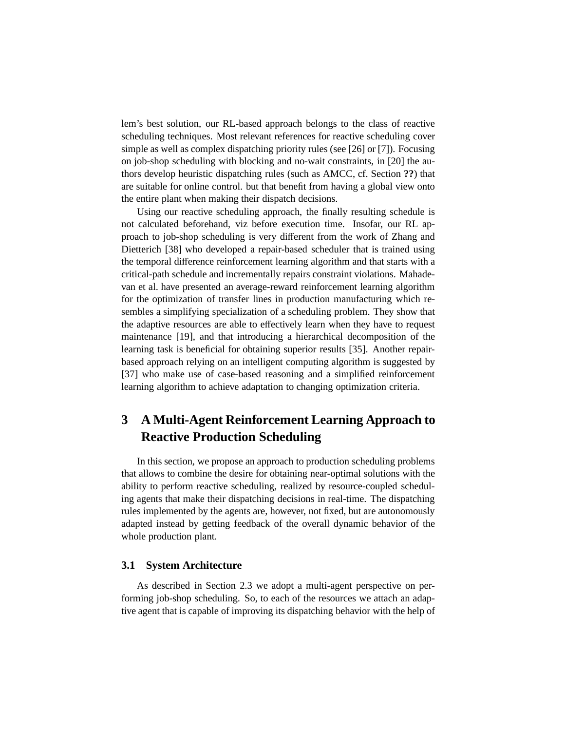lem's best solution, our RL-based approach belongs to the class of reactive scheduling techniques. Most relevant references for reactive scheduling cover simple as well as complex dispatching priority rules (see [26] or [7]). Focusing on job-shop scheduling with blocking and no-wait constraints, in [20] the authors develop heuristic dispatching rules (such as AMCC, cf. Section **??**) that are suitable for online control. but that benefit from having a global view onto the entire plant when making their dispatch decisions.

Using our reactive scheduling approach, the finally resulting schedule is not calculated beforehand, viz before execution time. Insofar, our RL approach to job-shop scheduling is very different from the work of Zhang and Dietterich [38] who developed a repair-based scheduler that is trained using the temporal difference reinforcement learning algorithm and that starts with a critical-path schedule and incrementally repairs constraint violations. Mahadevan et al. have presented an average-reward reinforcement learning algorithm for the optimization of transfer lines in production manufacturing which resembles a simplifying specialization of a scheduling problem. They show that the adaptive resources are able to effectively learn when they have to request maintenance [19], and that introducing a hierarchical decomposition of the learning task is beneficial for obtaining superior results [35]. Another repair-based approach relying on an intelligent computing algorithm is suggested by [37] who make use of case-based reasoning and a simplified reinforcement learning algorithm to achieve adaptation to changing optimization criteria.

# 3 A Multi-Agent Reinforcement Learning Approach to Reactive Production Scheduling

In this section, we propose an approach to production scheduling problems that allows to combine the desire for obtaining near-optimal solutions with the ability to perform reactive scheduling, realized by resource-coupled scheduling agents that make their dispatching decisions in real-time. The dispatching rules implemented by the agents are, however, not fixed, but are autonomously adapted instead by getting feedback of the overall dynamic behavior of the whole production plant.

## 3.1 System Architecture

As described in Section 2.3 we adopt a multi-agent perspective on performing job-shop scheduling. So, to each of the resources we attach an adaptive agent that is capable of improving its dispatching behavior with the help of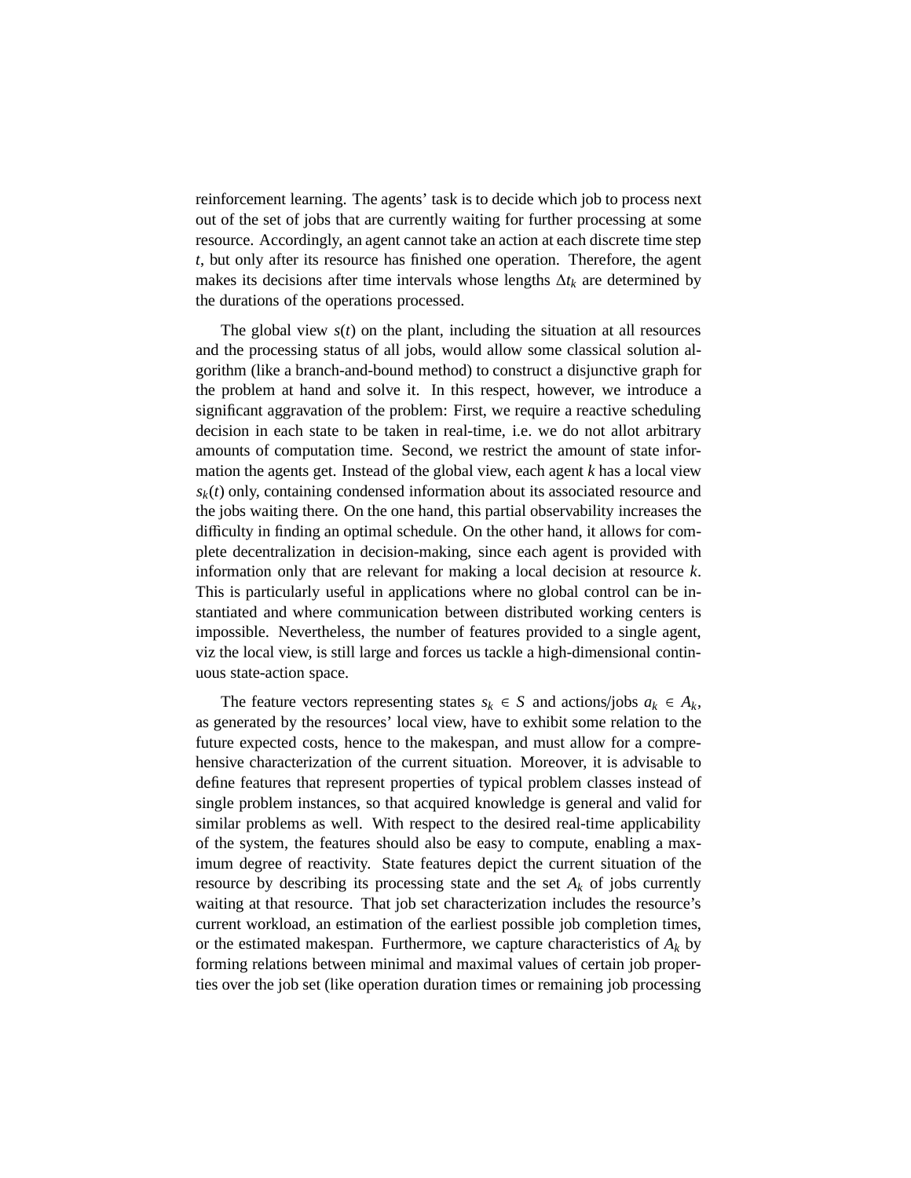reinforcement learning. The agents' task is to decide which job to process next out of the set of jobs that are currently waiting for further processing at some resource. Accordingly, an agent cannot take an action at each discrete time step $t$, but only after its resource has finished one operation. Therefore, the agent makes its decisions after time intervals whose lengths $\Delta t_k$ are determined by the durations of the operations processed.

The global view $s(t)$ on the plant, including the situation at all resources and the processing status of all jobs, would allow some classical solution algorithm (like a branch-and-bound method) to construct a disjunctive graph for the problem at hand and solve it. In this respect, however, we introduce a significant aggravation of the problem: First, we require a reactive scheduling decision in each state to be taken in real-time, i.e. we do not allot arbitrary amounts of computation time. Second, we restrict the amount of state information the agents get. Instead of the global view, each agent $k$ has a local view $s_k(t)$ only, containing condensed information about its associated resource and the jobs waiting there. On the one hand, this partial observability increases the difficulty in finding an optimal schedule. On the other hand, it allows for complete decentralization in decision-making, since each agent is provided with information only that are relevant for making a local decision at resource $k$. This is particularly useful in applications where no global control can be instantiated and where communication between distributed working centers is impossible. Nevertheless, the number of features provided to a single agent, viz the local view, is still large and forces us tackle a high-dimensional continuous state-action space.

The feature vectors representing states $s_k \in S$ and actions/jobs $a_k \in A_k$, as generated by the resources' local view, have to exhibit some relation to the future expected costs, hence to the makespan, and must allow for a comprehensive characterization of the current situation. Moreover, it is advisable to define features that represent properties of typical problem classes instead of single problem instances, so that acquired knowledge is general and valid for similar problems as well. With respect to the desired real-time applicability of the system, the features should also be easy to compute, enabling a maximum degree of reactivity. State features depict the current situation of the resource by describing its processing state and the set $A_k$ of jobs currently waiting at that resource. That job set characterization includes the resource's current workload, an estimation of the earliest possible job completion times, or the estimated makespan. Furthermore, we capture characteristics of $A_k$ by forming relations between minimal and maximal values of certain job properties over the job set (like operation duration times or remaining job processing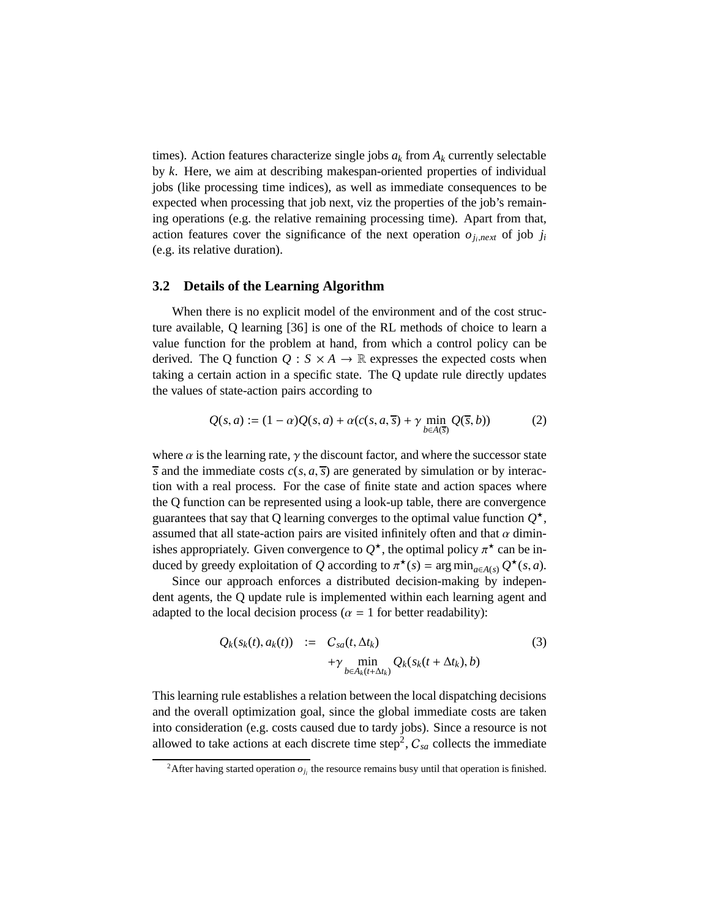times). Action features characterize single jobs $a_k$ from $A_k$ currently selectable by $k$. Here, we aim at describing makespan-oriented properties of individual jobs (like processing time indices), as well as immediate consequences to be expected when processing that job next, viz the properties of the job's remaining operations (e.g. the relative remaining processing time). Apart from that, action features cover the significance of the next operation $o_{j_i,next}$ of job $j_i$ (e.g. its relative duration).

### 3.2 Details of the Learning Algorithm

When there is no explicit model of the environment and of the cost structure available, Q learning [36] is one of the RL methods of choice to learn a value function for the problem at hand, from which a control policy can be derived. The Q function $Q : S \times A \to \mathbb{R}$ expresses the expected costs when taking a certain action in a specific state. The Q update rule directly updates the values of state-action pairs according to

$$Q(s,a) := (1-\alpha)Q(s,a) + \alpha(c(s,a,\overline{s}) + \gamma \min_{b \in A(\overline{s})} Q(\overline{s},b)) \tag{2}$$

where $\alpha$ is the learning rate, $\gamma$ the discount factor, and where the successor state $\overline{s}$ and the immediate costs $c(s,a,\overline{s})$ are generated by simulation or by interaction with a real process. For the case of finite state and action spaces where the Q function can be represented using a look-up table, there are convergence guarantees that say that Q learning converges to the optimal value function $Q^\star$, assumed that all state-action pairs are visited infinitely often and that $\alpha$ diminishes appropriately. Given convergence to $Q^\star$, the optimal policy $\pi^\star$ can be induced by greedy exploitation of $Q$ according to $\pi^\star(s) = \arg\min_{a \in A(s)} Q^\star(s,a)$.

Since our approach enforces a distributed decision-making by independent agents, the Q update rule is implemented within each learning agent and adapted to the local decision process ($\alpha = 1$ for better readability):

$$\begin{aligned} Q_k(s_k(t), a_k(t)) \quad := \quad & C_{sa}(t, \Delta t_k) \\ & + \gamma \min_{b \in A_k(t+\Delta t_k)} Q_k(s_k(t+\Delta t_k), b) \end{aligned} \tag{3}$$

This learning rule establishes a relation between the local dispatching decisions and the overall optimization goal, since the global immediate costs are taken into consideration (e.g. costs caused due to tardy jobs). Since a resource is not allowed to take actions at each discrete time step[2], $C_{sa}$ collects the immediate

[2] After having started operation $o_{j_i}$ the resource remains busy until that operation is finished.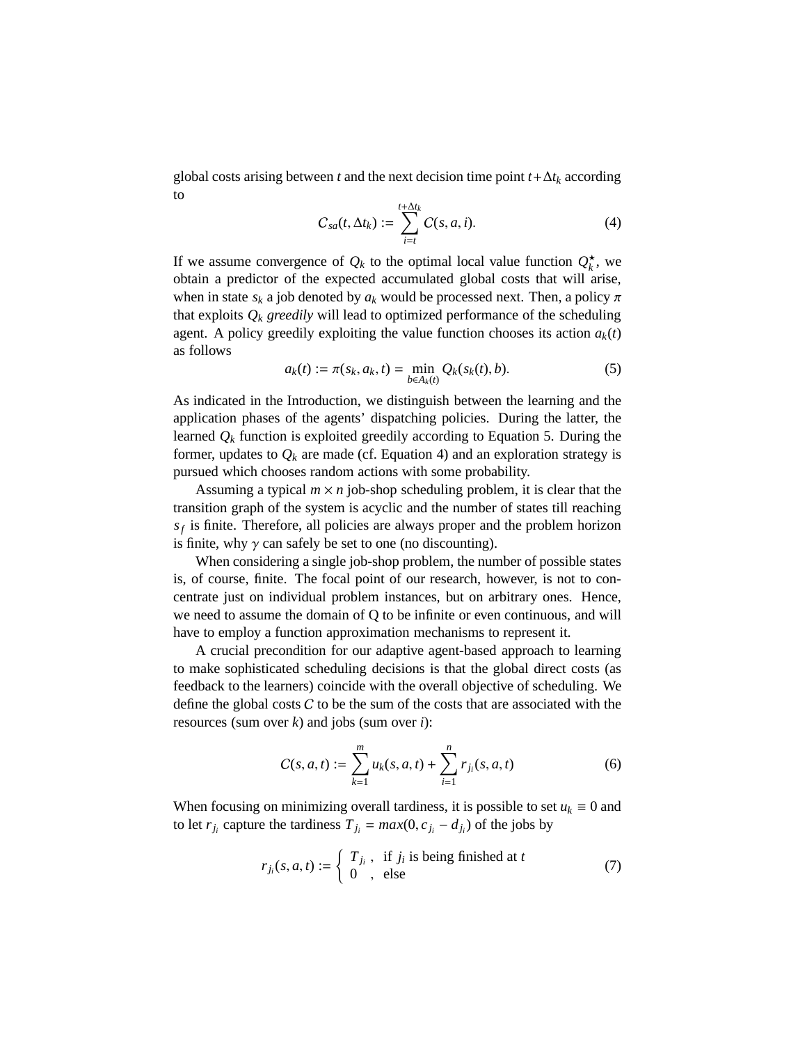global costs arising between $t$ and the next decision time point $t+\Delta t_k$ according to

$$C_{sa}(t, \Delta t_k) := \sum_{i=t}^{t+\Delta t_k} C(s, a, i). \tag{4}$$

If we assume convergence of $Q_k$ to the optimal local value function $Q_k^\star$, we obtain a predictor of the expected accumulated global costs that will arise, when in state $s_k$ a job denoted by $a_k$ would be processed next. Then, a policy $\pi$ that exploits $Q_k$ *greedily* will lead to optimized performance of the scheduling agent. A policy greedily exploiting the value function chooses its action $a_k(t)$ as follows

$$a_k(t) := \pi(s_k, a_k, t) = \min_{b \in A_k(t)} Q_k(s_k(t), b). \tag{5}$$

As indicated in the Introduction, we distinguish between the learning and the application phases of the agents' dispatching policies. During the latter, the learned $Q_k$ function is exploited greedily according to Equation 5. During the former, updates to $Q_k$ are made (cf. Equation 4) and an exploration strategy is pursued which chooses random actions with some probability.

Assuming a typical $m \times n$ job-shop scheduling problem, it is clear that the transition graph of the system is acyclic and the number of states till reaching $s_f$ is finite. Therefore, all policies are always proper and the problem horizon is finite, why $\gamma$ can safely be set to one (no discounting).

When considering a single job-shop problem, the number of possible states is, of course, finite. The focal point of our research, however, is not to concentrate just on individual problem instances, but on arbitrary ones. Hence, we need to assume the domain of Q to be infinite or even continuous, and will have to employ a function approximation mechanisms to represent it.

A crucial precondition for our adaptive agent-based approach to learning to make sophisticated scheduling decisions is that the global direct costs (as feedback to the learners) coincide with the overall objective of scheduling. We define the global costs $C$ to be the sum of the costs that are associated with the resources (sum over $k$) and jobs (sum over $i$):

$$C(s, a, t) := \sum_{k=1}^{m} u_k(s, a, t) + \sum_{i=1}^{n} r_{j_i}(s, a, t) \tag{6}$$

When focusing on minimizing overall tardiness, it is possible to set $u_k \equiv 0$ and to let $r_{j_i}$ capture the tardiness $T_{j_i} = max(0, c_{j_i} - d_{j_i})$ of the jobs by

$$r_{j_i}(s, a, t) := \begin{cases} T_{j_i}, & \text{if } j_i \text{ is being finished at } t \\ 0, & \text{else} \end{cases} \tag{7}$$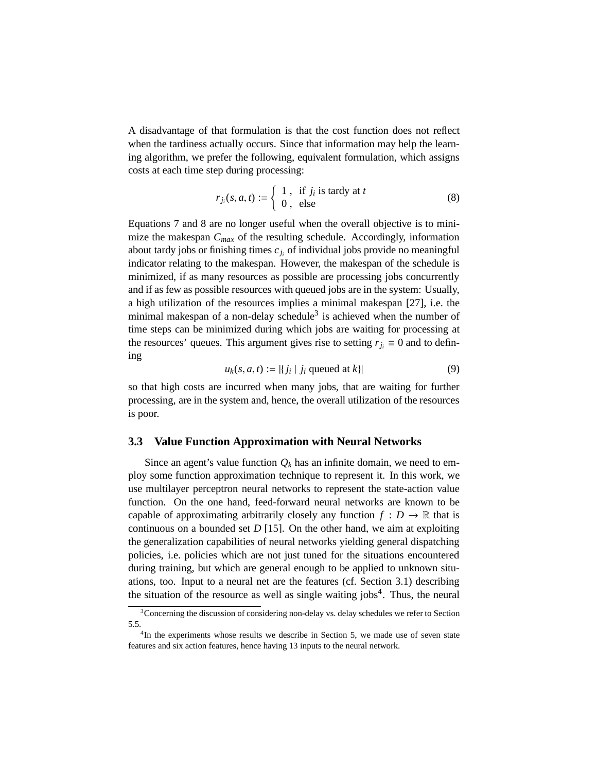A disadvantage of that formulation is that the cost function does not reflect when the tardiness actually occurs. Since that information may help the learning algorithm, we prefer the following, equivalent formulation, which assigns costs at each time step during processing:

$$r_{j_i}(s,a,t) := \begin{cases} 1\,, & \text{if } j_i \text{ is tardy at } t \\ 0\,, & \text{else} \end{cases} \tag{8}$$

Equations 7 and 8 are no longer useful when the overall objective is to minimize the makespan $C_{max}$ of the resulting schedule. Accordingly, information about tardy jobs or finishing times $c_{j_i}$ of individual jobs provide no meaningful indicator relating to the makespan. However, the makespan of the schedule is minimized, if as many resources as possible are processing jobs concurrently and if as few as possible resources with queued jobs are in the system: Usually, a high utilization of the resources implies a minimal makespan [27], i.e. the minimal makespan of a non-delay schedule[3] is achieved when the number of time steps can be minimized during which jobs are waiting for processing at the resources' queues. This argument gives rise to setting $r_{j_i} \equiv 0$ and to defining

$$u_k(s,a,t) := |\{j_i \mid j_i \text{ queued at } k\}| \tag{9}$$

so that high costs are incurred when many jobs, that are waiting for further processing, are in the system and, hence, the overall utilization of the resources is poor.

### 3.3 Value Function Approximation with Neural Networks

Since an agent's value function $Q_k$ has an infinite domain, we need to employ some function approximation technique to represent it. In this work, we use multilayer perceptron neural networks to represent the state-action value function. On the one hand, feed-forward neural networks are known to be capable of approximating arbitrarily closely any function $f : D \rightarrow \mathbb{R}$ that is continuous on a bounded set $D$ [15]. On the other hand, we aim at exploiting the generalization capabilities of neural networks yielding general dispatching policies, i.e. policies which are not just tuned for the situations encountered during training, but which are general enough to be applied to unknown situations, too. Input to a neural net are the features (cf. Section 3.1) describing the situation of the resource as well as single waiting jobs[4]. Thus, the neural

[3] Concerning the discussion of considering non-delay vs. delay schedules we refer to Section 5.5.

[4] In the experiments whose results we describe in Section 5, we made use of seven state features and six action features, hence having 13 inputs to the neural network.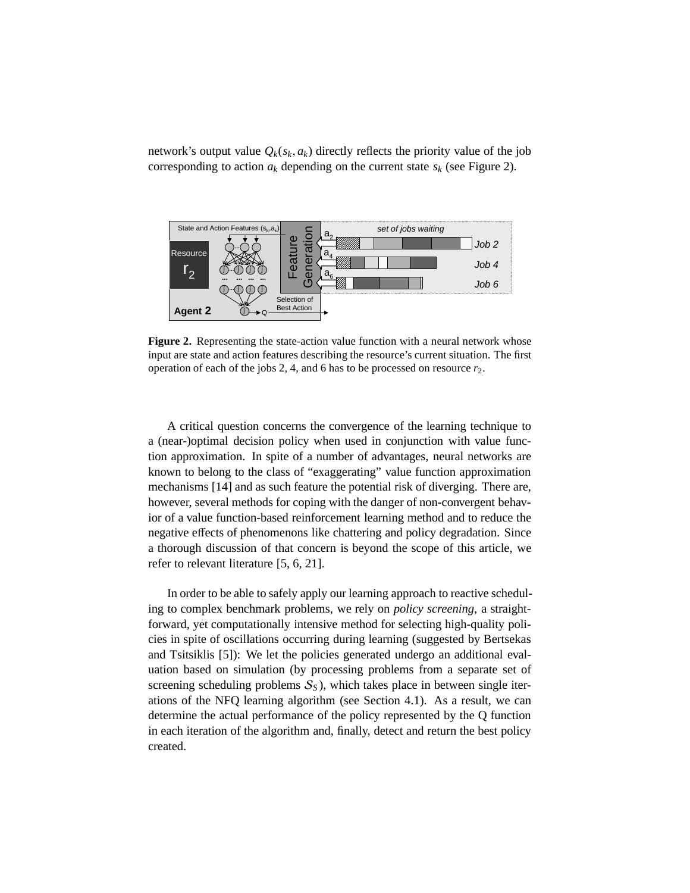network's output value $Q_k(s_k, a_k)$ directly reflects the priority value of the job corresponding to action $a_k$ depending on the current state $s_k$ (see Figure 2).

**Figure 2.** Representing the state-action value function with a neural network whose input are state and action features describing the resource's current situation. The first operation of each of the jobs 2, 4, and 6 has to be processed on resource $r_2$.

A critical question concerns the convergence of the learning technique to a (near-)optimal decision policy when used in conjunction with value function approximation. In spite of a number of advantages, neural networks are known to belong to the class of "exaggerating" value function approximation mechanisms [14] and as such feature the potential risk of diverging. There are, however, several methods for coping with the danger of non-convergent behavior of a value function-based reinforcement learning method and to reduce the negative effects of phenomenons like chattering and policy degradation. Since a thorough discussion of that concern is beyond the scope of this article, we refer to relevant literature [5, 6, 21].

In order to be able to safely apply our learning approach to reactive scheduling to complex benchmark problems, we rely on *policy screening*, a straightforward, yet computationally intensive method for selecting high-quality policies in spite of oscillations occurring during learning (suggested by Bertsekas and Tsitsiklis [5]): We let the policies generated undergo an additional evaluation based on simulation (by processing problems from a separate set of screening scheduling problems $\mathcal{S}_S$), which takes place in between single iterations of the NFQ learning algorithm (see Section 4.1). As a result, we can determine the actual performance of the policy represented by the Q function in each iteration of the algorithm and, finally, detect and return the best policy created.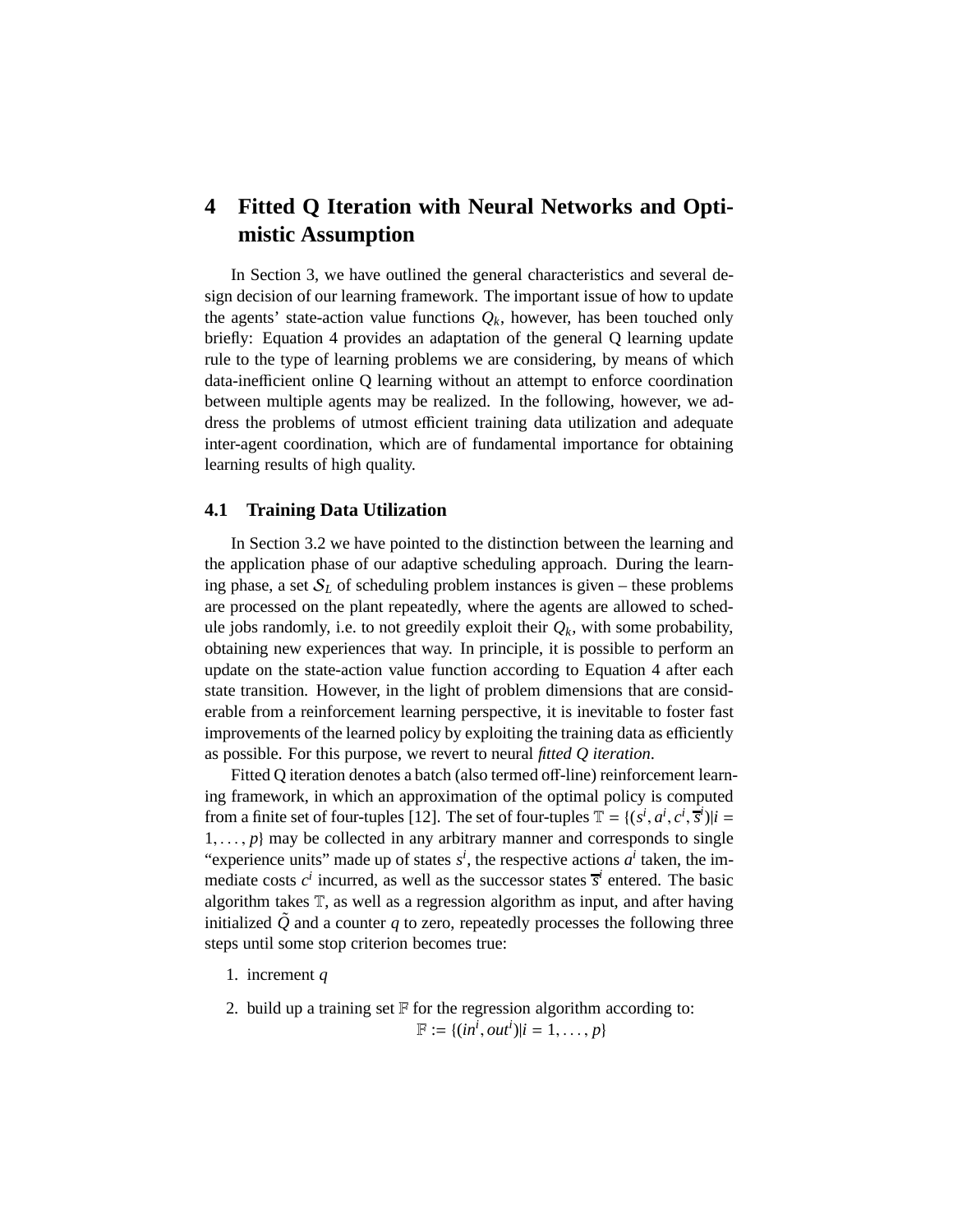# 4 Fitted Q Iteration with Neural Networks and Optimistic Assumption

In Section 3, we have outlined the general characteristics and several design decision of our learning framework. The important issue of how to update the agents' state-action value functions $Q_k$, however, has been touched only briefly: Equation 4 provides an adaptation of the general Q learning update rule to the type of learning problems we are considering, by means of which data-inefficient online Q learning without an attempt to enforce coordination between multiple agents may be realized. In the following, however, we address the problems of utmost efficient training data utilization and adequate inter-agent coordination, which are of fundamental importance for obtaining learning results of high quality.

## 4.1 Training Data Utilization

In Section 3.2 we have pointed to the distinction between the learning and the application phase of our adaptive scheduling approach. During the learning phase, a set $\mathcal{S}_L$ of scheduling problem instances is given – these problems are processed on the plant repeatedly, where the agents are allowed to schedule jobs randomly, i.e. to not greedily exploit their $Q_k$, with some probability, obtaining new experiences that way. In principle, it is possible to perform an update on the state-action value function according to Equation 4 after each state transition. However, in the light of problem dimensions that are considerable from a reinforcement learning perspective, it is inevitable to foster fast improvements of the learned policy by exploiting the training data as efficiently as possible. For this purpose, we revert to neural *fitted Q iteration*.

Fitted Q iteration denotes a batch (also termed off-line) reinforcement learning framework, in which an approximation of the optimal policy is computed from a finite set of four-tuples [12]. The set of four-tuples $\mathbb{T} = \{(s^i, a^i, c^i, \overline{s}^i) | i = 1, \dots, p\}$ may be collected in any arbitrary manner and corresponds to single "experience units" made up of states $s^i$, the respective actions $a^i$ taken, the immediate costs $c^i$ incurred, as well as the successor states $\overline{s}^i$ entered. The basic algorithm takes $\mathbb{T}$, as well as a regression algorithm as input, and after having initialized $\tilde{Q}$ and a counter $q$ to zero, repeatedly processes the following three steps until some stop criterion becomes true:

1. increment $q$
2. build up a training set $\mathbb{F}$ for the regression algorithm according to:
$$\mathbb{F} := \{(in^i, out^i) | i = 1, \dots, p\}$$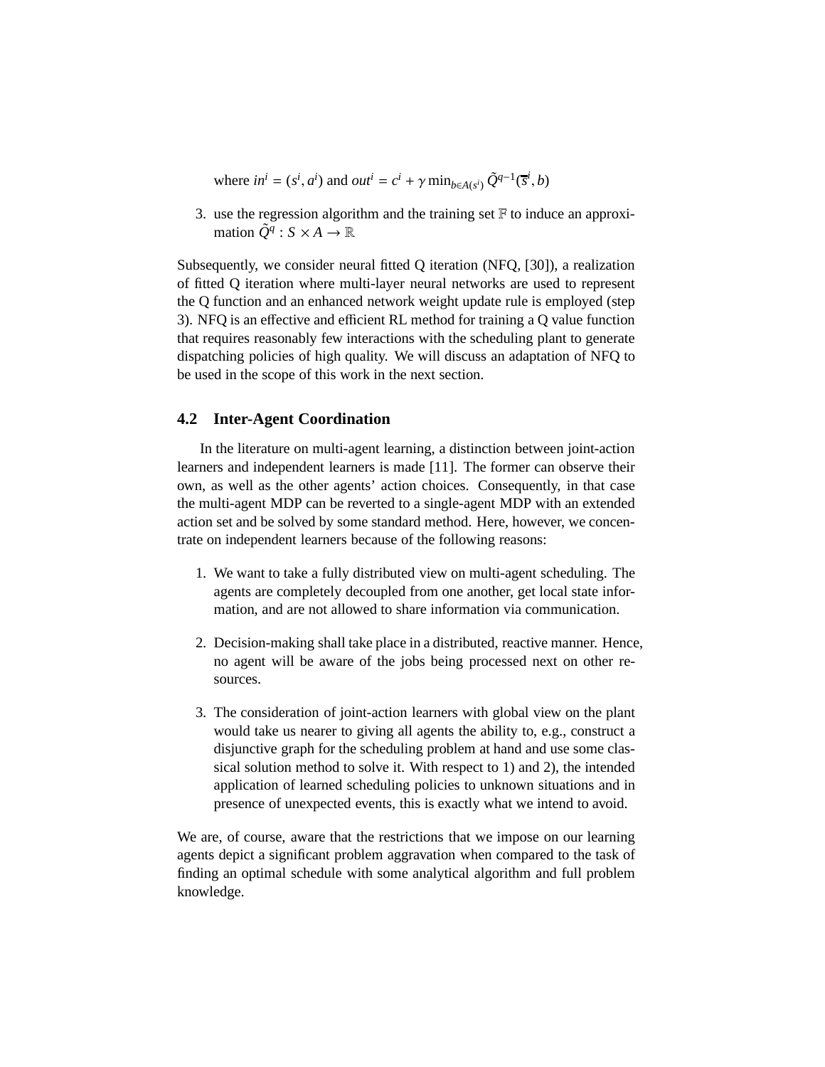where $in^i = (s^i, a^i)$ and $out^i = c^i + \gamma \min_{b \in A(s^i)} \tilde{Q}^{q-1}(\overline{s}^i, b)$

3. use the regression algorithm and the training set $\mathbb{F}$ to induce an approximation $\tilde{Q}^q : S \times A \to \mathbb{R}$

Subsequently, we consider neural fitted Q iteration (NFQ, [30]), a realization of fitted Q iteration where multi-layer neural networks are used to represent the Q function and an enhanced network weight update rule is employed (step 3). NFQ is an effective and efficient RL method for training a Q value function that requires reasonably few interactions with the scheduling plant to generate dispatching policies of high quality. We will discuss an adaptation of NFQ to be used in the scope of this work in the next section.

## 4.2 Inter-Agent Coordination

In the literature on multi-agent learning, a distinction between joint-action learners and independent learners is made [11]. The former can observe their own, as well as the other agents' action choices. Consequently, in that case the multi-agent MDP can be reverted to a single-agent MDP with an extended action set and be solved by some standard method. Here, however, we concentrate on independent learners because of the following reasons:

1. We want to take a fully distributed view on multi-agent scheduling. The agents are completely decoupled from one another, get local state information, and are not allowed to share information via communication.

2. Decision-making shall take place in a distributed, reactive manner. Hence, no agent will be aware of the jobs being processed next on other resources.

3. The consideration of joint-action learners with global view on the plant would take us nearer to giving all agents the ability to, e.g., construct a disjunctive graph for the scheduling problem at hand and use some classical solution method to solve it. With respect to 1) and 2), the intended application of learned scheduling policies to unknown situations and in presence of unexpected events, this is exactly what we intend to avoid.

We are, of course, aware that the restrictions that we impose on our learning agents depict a significant problem aggravation when compared to the task of finding an optimal schedule with some analytical algorithm and full problem knowledge.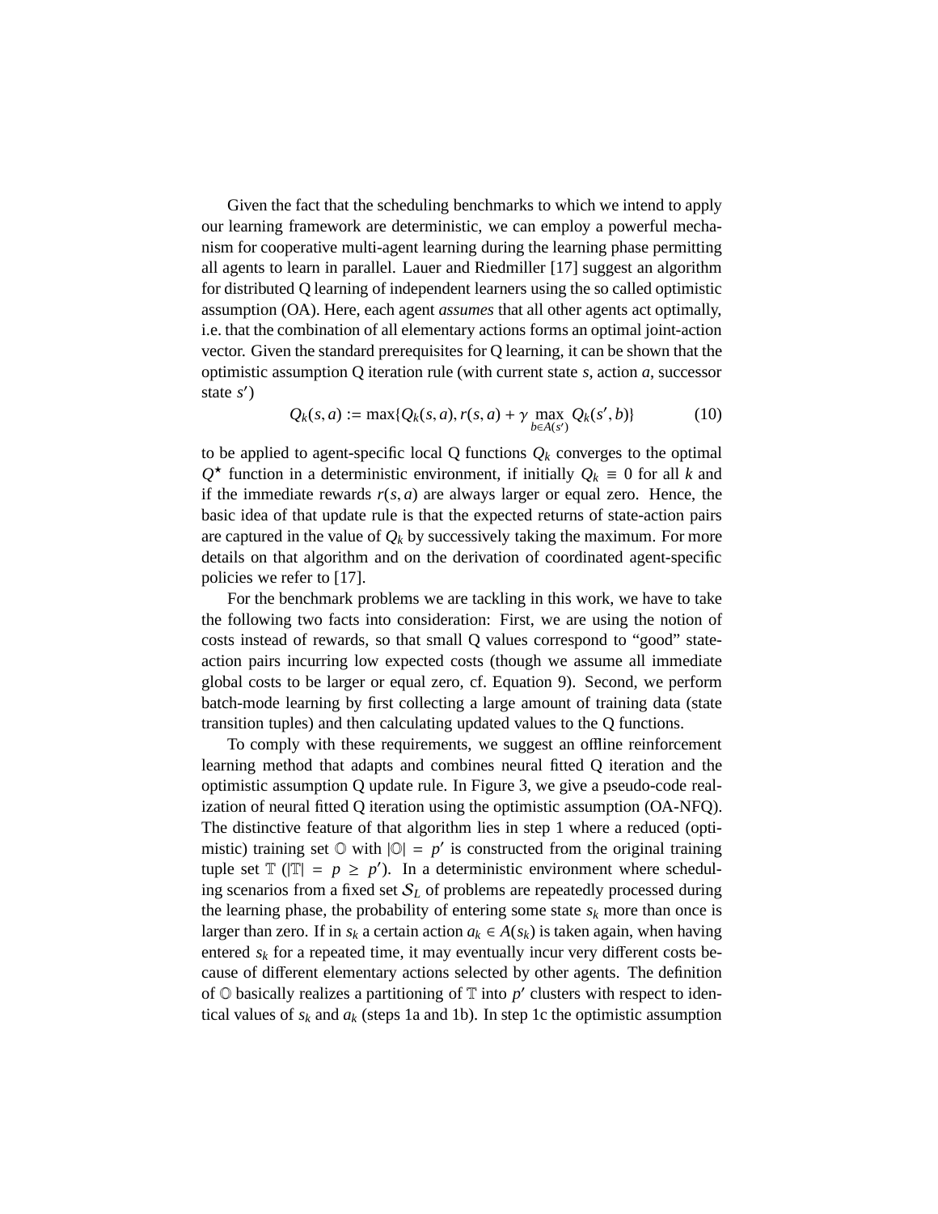Given the fact that the scheduling benchmarks to which we intend to apply our learning framework are deterministic, we can employ a powerful mechanism for cooperative multi-agent learning during the learning phase permitting all agents to learn in parallel. Lauer and Riedmiller [17] suggest an algorithm for distributed Q learning of independent learners using the so called optimistic assumption (OA). Here, each agent *assumes* that all other agents act optimally, i.e. that the combination of all elementary actions forms an optimal joint-action vector. Given the standard prerequisites for Q learning, it can be shown that the optimistic assumption Q iteration rule (with current state $s$, action $a$, successor state $s'$)

$$Q_k(s,a) := \max\{Q_k(s,a), r(s,a) + \gamma \max_{b \in A(s')} Q_k(s',b)\} \tag{10}$$

to be applied to agent-specific local Q functions $Q_k$ converges to the optimal $Q^\star$ function in a deterministic environment, if initially $Q_k \equiv 0$ for all $k$ and if the immediate rewards $r(s,a)$ are always larger or equal zero. Hence, the basic idea of that update rule is that the expected returns of state-action pairs are captured in the value of $Q_k$ by successively taking the maximum. For more details on that algorithm and on the derivation of coordinated agent-specific policies we refer to [17].

For the benchmark problems we are tackling in this work, we have to take the following two facts into consideration: First, we are using the notion of costs instead of rewards, so that small Q values correspond to "good" state-action pairs incurring low expected costs (though we assume all immediate global costs to be larger or equal zero, cf. Equation 9). Second, we perform batch-mode learning by first collecting a large amount of training data (state transition tuples) and then calculating updated values to the Q functions.

To comply with these requirements, we suggest an offline reinforcement learning method that adapts and combines neural fitted Q iteration and the optimistic assumption Q update rule. In Figure 3, we give a pseudo-code realization of neural fitted Q iteration using the optimistic assumption (OA-NFQ). The distinctive feature of that algorithm lies in step 1 where a reduced (optimistic) training set $\mathbb{O}$ with $|\mathbb{O}| = p'$ is constructed from the original training tuple set $\mathbb{T}$ ($|\mathbb{T}| = p \geq p'$). In a deterministic environment where scheduling scenarios from a fixed set $\mathcal{S}_L$ of problems are repeatedly processed during the learning phase, the probability of entering some state $s_k$ more than once is larger than zero. If in $s_k$ a certain action $a_k \in A(s_k)$ is taken again, when having entered $s_k$ for a repeated time, it may eventually incur very different costs because of different elementary actions selected by other agents. The definition of $\mathbb{O}$ basically realizes a partitioning of $\mathbb{T}$ into $p'$ clusters with respect to identical values of $s_k$ and $a_k$ (steps 1a and 1b). In step 1c the optimistic assumption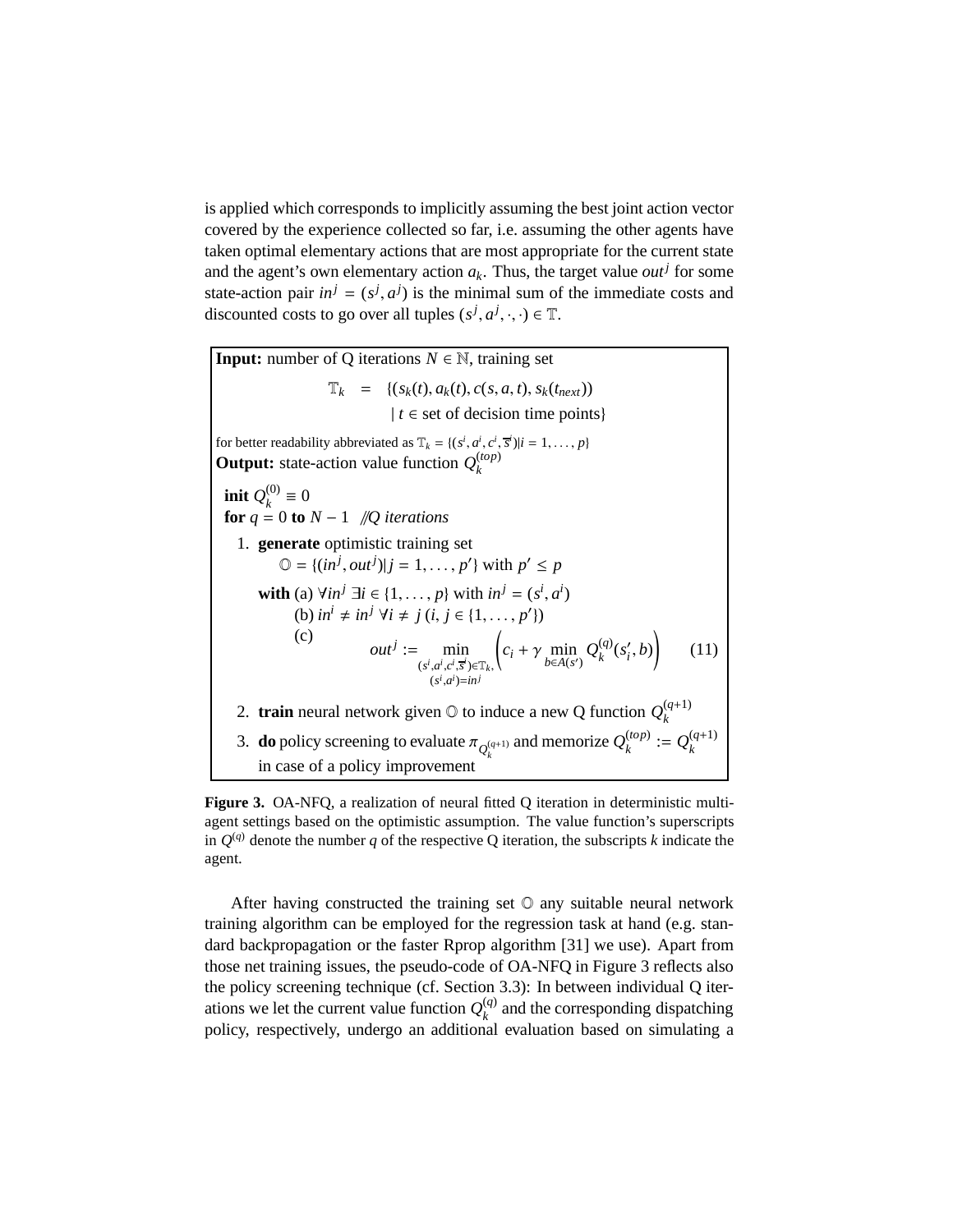is applied which corresponds to implicitly assuming the best joint action vector covered by the experience collected so far, i.e. assuming the other agents have taken optimal elementary actions that are most appropriate for the current state and the agent's own elementary action $a_k$. Thus, the target value $out^j$ for some state-action pair $in^j = (s^j, a^j)$ is the minimal sum of the immediate costs and discounted costs to go over all tuples $(s^j, a^j, \cdot, \cdot) \in \mathbb{T}$.

**Input:** number of Q iterations $N \in \mathbb{N}$, training set

$$\mathbb{T}_k = \{(s_k(t), a_k(t), c(s, a, t), s_k(t_{next})) \mid t \in \text{set of decision time points}\}$$

for better readability abbreviated as $\mathbb{T}_k = \{(s^i, a^i, c^i, \overline{s}^i) | i = 1, \ldots, p\}$

**Output:** state-action value function $Q_k^{(top)}$

**init** $Q_k^{(0)} \equiv 0$

**for** $q = 0$ **to** $N - 1$ *//Q iterations*

1. **generate** optimistic training set $\mathbb{O} = \{(in^j, out^j) | j = 1, \ldots, p'\}$ with $p' \leq p$

   **with** (a) $\forall in^j \ \exists i \in \{1, \ldots, p\}$ with $in^j = (s^i, a^i)$

   (b) $in^i \neq in^j \ \forall i \neq j \ (i, j \in \{1, \ldots, p'\})$

   (c)
$$out^j := \min_{\substack{(s^i, a^i, c^i, \overline{s}^i) \in \mathbb{T}_k, \\ (s^i, a^i) = in^j}} \left( c_i + \gamma \min_{b \in A(s')} Q_k^{(q)}(s'_i, b) \right) \tag{11}$$

2. **train** neural network given $\mathbb{O}$ to induce a new Q function $Q_k^{(q+1)}$
3. **do** policy screening to evaluate $\pi_{Q_k^{(q+1)}}$ and memorize $Q_k^{(top)} := Q_k^{(q+1)}$ in case of a policy improvement

**Figure 3.** OA-NFQ, a realization of neural fitted Q iteration in deterministic multi-agent settings based on the optimistic assumption. The value function's superscripts in $Q^{(q)}$ denote the number $q$ of the respective Q iteration, the subscripts $k$ indicate the agent.

After having constructed the training set $\mathbb{O}$ any suitable neural network training algorithm can be employed for the regression task at hand (e.g. standard backpropagation or the faster Rprop algorithm [31] we use). Apart from those net training issues, the pseudo-code of OA-NFQ in Figure 3 reflects also the policy screening technique (cf. Section 3.3): In between individual Q iterations we let the current value function $Q_k^{(q)}$ and the corresponding dispatching policy, respectively, undergo an additional evaluation based on simulating a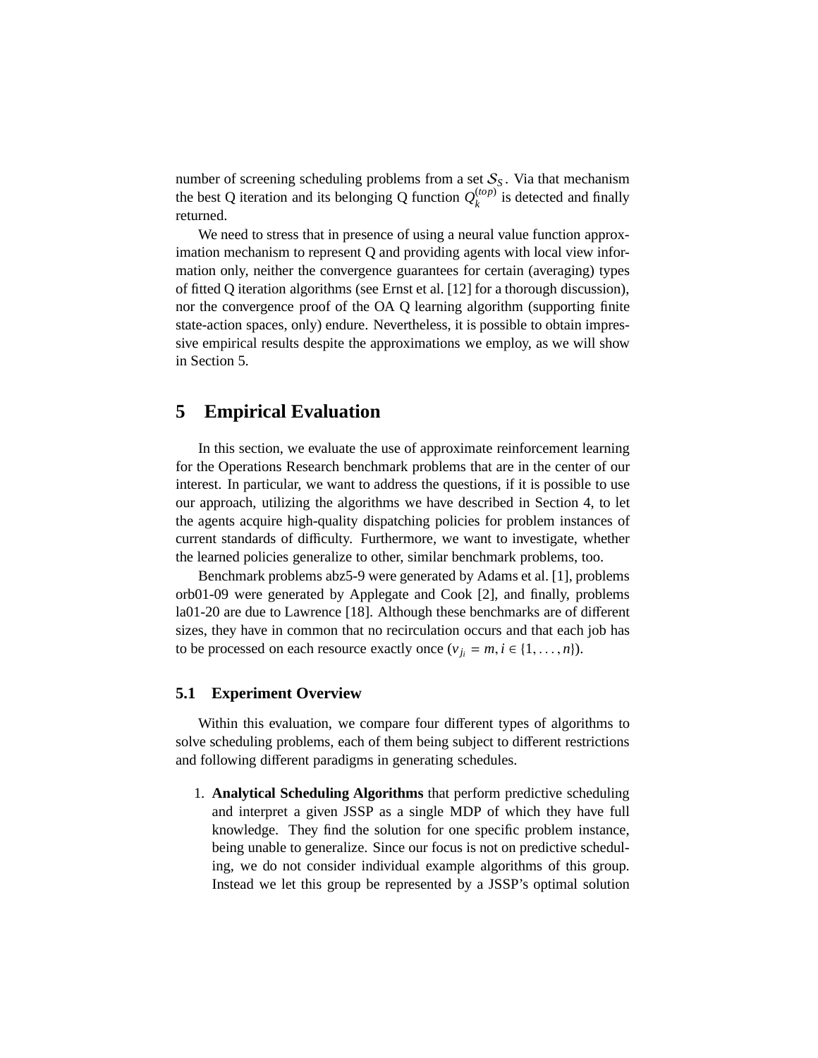number of screening scheduling problems from a set $\mathcal{S}_S$. Via that mechanism the best Q iteration and its belonging Q function $Q_k^{(top)}$ is detected and finally returned.

We need to stress that in presence of using a neural value function approximation mechanism to represent Q and providing agents with local view information only, neither the convergence guarantees for certain (averaging) types of fitted Q iteration algorithms (see Ernst et al. [12] for a thorough discussion), nor the convergence proof of the OA Q learning algorithm (supporting finite state-action spaces, only) endure. Nevertheless, it is possible to obtain impressive empirical results despite the approximations we employ, as we will show in Section 5.

# 5 Empirical Evaluation

In this section, we evaluate the use of approximate reinforcement learning for the Operations Research benchmark problems that are in the center of our interest. In particular, we want to address the questions, if it is possible to use our approach, utilizing the algorithms we have described in Section 4, to let the agents acquire high-quality dispatching policies for problem instances of current standards of difficulty. Furthermore, we want to investigate, whether the learned policies generalize to other, similar benchmark problems, too.

Benchmark problems abz5-9 were generated by Adams et al. [1], problems orb01-09 were generated by Applegate and Cook [2], and finally, problems la01-20 are due to Lawrence [18]. Although these benchmarks are of different sizes, they have in common that no recirculation occurs and that each job has to be processed on each resource exactly once ($v_{j_i} = m, i \in \{1, \ldots, n\}$).

## 5.1 Experiment Overview

Within this evaluation, we compare four different types of algorithms to solve scheduling problems, each of them being subject to different restrictions and following different paradigms in generating schedules.

1. **Analytical Scheduling Algorithms** that perform predictive scheduling and interpret a given JSSP as a single MDP of which they have full knowledge. They find the solution for one specific problem instance, being unable to generalize. Since our focus is not on predictive scheduling, we do not consider individual example algorithms of this group. Instead we let this group be represented by a JSSP's optimal solution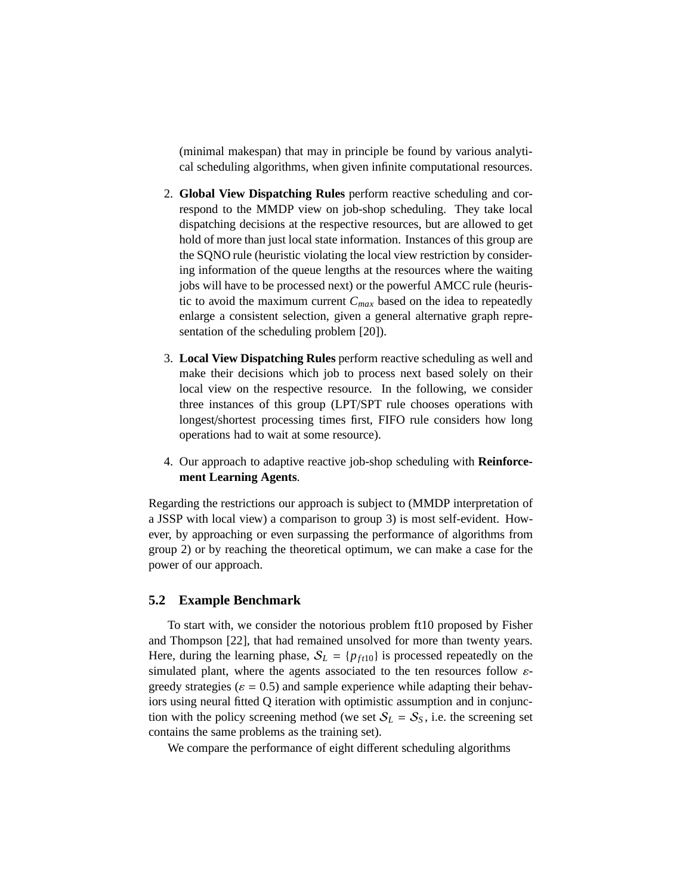(minimal makespan) that may in principle be found by various analytical scheduling algorithms, when given infinite computational resources.

2. **Global View Dispatching Rules** perform reactive scheduling and correspond to the MMDP view on job-shop scheduling. They take local dispatching decisions at the respective resources, but are allowed to get hold of more than just local state information. Instances of this group are the SQNO rule (heuristic violating the local view restriction by considering information of the queue lengths at the resources where the waiting jobs will have to be processed next) or the powerful AMCC rule (heuristic to avoid the maximum current $C_{max}$ based on the idea to repeatedly enlarge a consistent selection, given a general alternative graph representation of the scheduling problem [20]).

3. **Local View Dispatching Rules** perform reactive scheduling as well and make their decisions which job to process next based solely on their local view on the respective resource. In the following, we consider three instances of this group (LPT/SPT rule chooses operations with longest/shortest processing times first, FIFO rule considers how long operations had to wait at some resource).

4. Our approach to adaptive reactive job-shop scheduling with **Reinforcement Learning Agents**.

Regarding the restrictions our approach is subject to (MMDP interpretation of a JSSP with local view) a comparison to group 3) is most self-evident. However, by approaching or even surpassing the performance of algorithms from group 2) or by reaching the theoretical optimum, we can make a case for the power of our approach.

### 5.2 Example Benchmark

To start with, we consider the notorious problem ft10 proposed by Fisher and Thompson [22], that had remained unsolved for more than twenty years. Here, during the learning phase, $\mathcal{S}_L = \{p_{ft10}\}$ is processed repeatedly on the simulated plant, where the agents associated to the ten resources follow $\varepsilon$-greedy strategies ($\varepsilon = 0.5$) and sample experience while adapting their behaviors using neural fitted Q iteration with optimistic assumption and in conjunction with the policy screening method (we set $\mathcal{S}_L = \mathcal{S}_S$, i.e. the screening set contains the same problems as the training set).

We compare the performance of eight different scheduling algorithms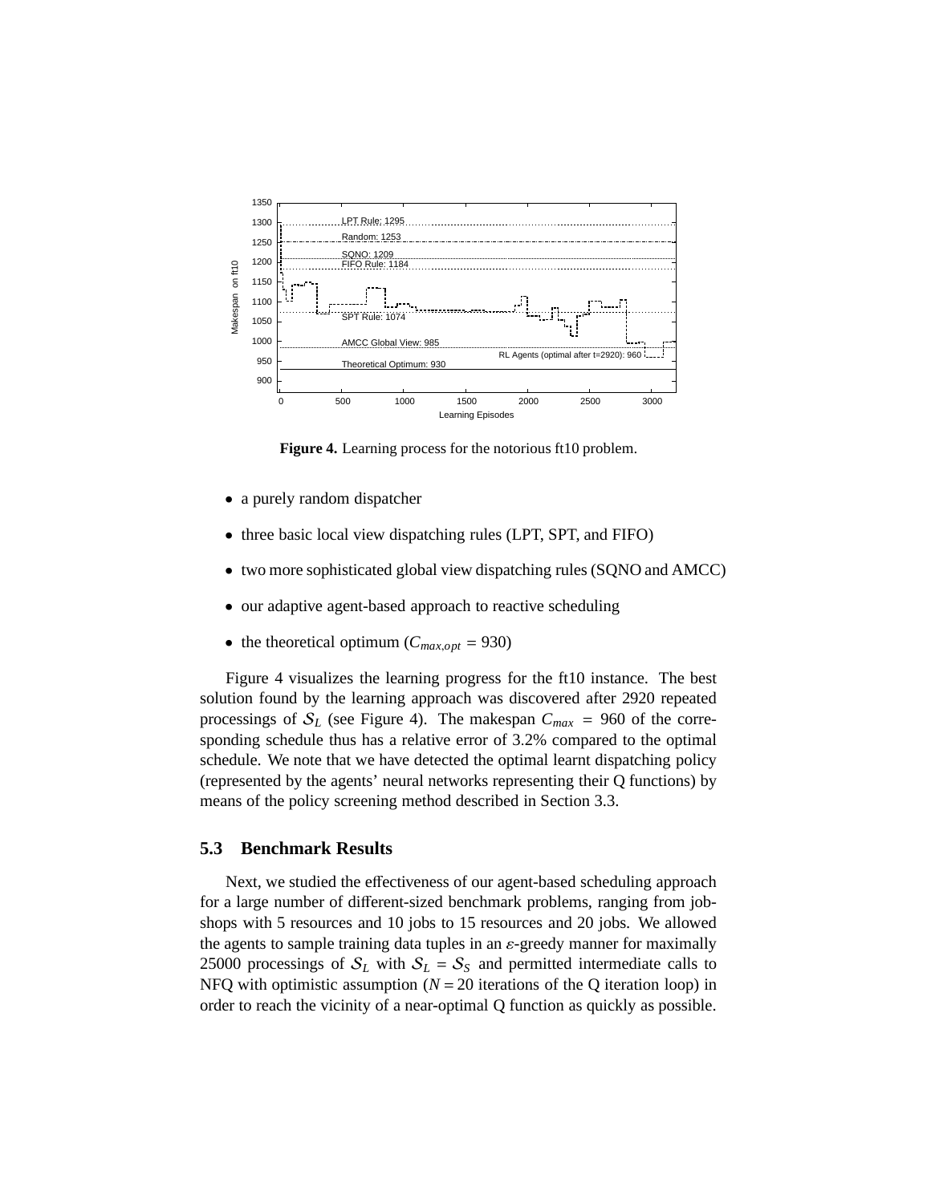**Figure 4.** Learning process for the notorious ft10 problem.

- a purely random dispatcher
- three basic local view dispatching rules (LPT, SPT, and FIFO)
- two more sophisticated global view dispatching rules (SQNO and AMCC)
- our adaptive agent-based approach to reactive scheduling
- the theoretical optimum ($C_{max,opt} = 930$)

Figure 4 visualizes the learning progress for the ft10 instance. The best solution found by the learning approach was discovered after 2920 repeated processings of $\mathcal{S}_L$ (see Figure 4). The makespan $C_{max} = 960$ of the corresponding schedule thus has a relative error of 3.2% compared to the optimal schedule. We note that we have detected the optimal learnt dispatching policy (represented by the agents' neural networks representing their Q functions) by means of the policy screening method described in Section 3.3.

### 5.3 Benchmark Results

Next, we studied the effectiveness of our agent-based scheduling approach for a large number of different-sized benchmark problems, ranging from job-shops with 5 resources and 10 jobs to 15 resources and 20 jobs. We allowed the agents to sample training data tuples in an $\varepsilon$-greedy manner for maximally 25000 processings of $\mathcal{S}_L$ with $\mathcal{S}_L = \mathcal{S}_S$ and permitted intermediate calls to NFQ with optimistic assumption ($N = 20$ iterations of the Q iteration loop) in order to reach the vicinity of a near-optimal Q function as quickly as possible.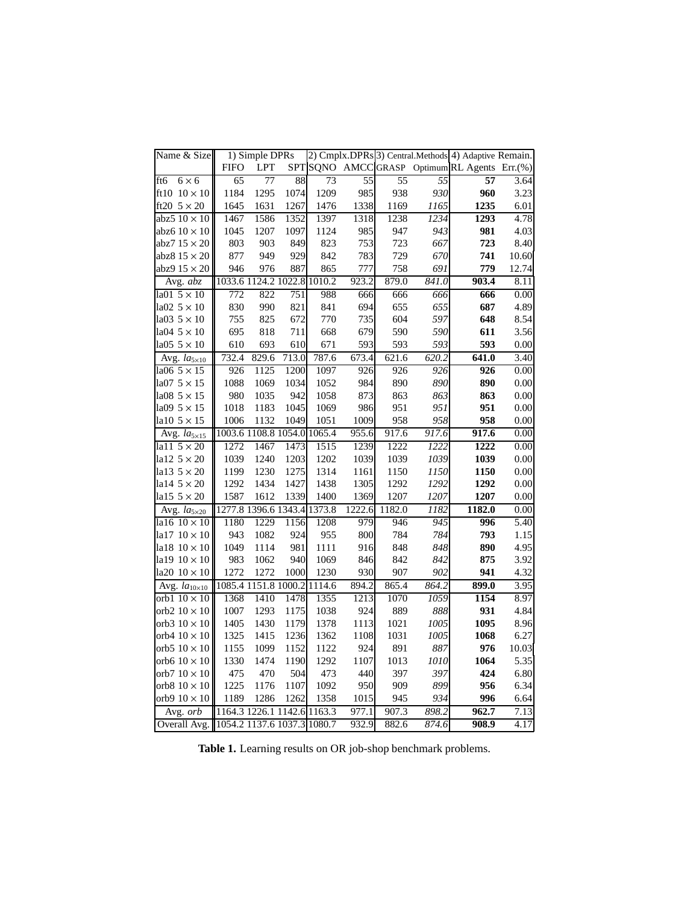| Name & Size | 1) Simple DPRs | | | 2) Cmplx.DPRs | | 3) Central.Methods | | 4) Adaptive | Remain. |
|---|---|---|---|---|---|---|---|---|---|
| | FIFO | LPT | SPT | SQNO | AMCC | GRASP | Optimum | RL Agents | Err.(%) |
| ft6 $6 \times 6$ | 65 | 77 | 88 | 73 | 55 | 55 | *55* | **57** | 3.64 |
| ft10 $10 \times 10$ | 1184 | 1295 | 1074 | 1209 | 985 | 938 | *930* | **960** | 3.23 |
| ft20 $5 \times 20$ | 1645 | 1631 | 1267 | 1476 | 1338 | 1169 | *1165* | **1235** | 6.01 |
| abz5 $10 \times 10$ | 1467 | 1586 | 1352 | 1397 | 1318 | 1238 | *1234* | **1293** | 4.78 |
| abz6 $10 \times 10$ | 1045 | 1207 | 1097 | 1124 | 985 | 947 | *943* | **981** | 4.03 |
| abz7 $15 \times 20$ | 803 | 903 | 849 | 823 | 753 | 723 | *667* | **723** | 8.40 |
| abz8 $15 \times 20$ | 877 | 949 | 929 | 842 | 783 | 729 | *670* | **741** | 10.60 |
| abz9 $15 \times 20$ | 946 | 976 | 887 | 865 | 777 | 758 | *691* | **779** | 12.74 |
| Avg. *abz* | 1033.6 | 1124.2 | 1022.8 | 1010.2 | 923.2 | 879.0 | *841.0* | **903.4** | 8.11 |
| la01 $5 \times 10$ | 772 | 822 | 751 | 988 | 666 | 666 | *666* | **666** | 0.00 |
| la02 $5 \times 10$ | 830 | 990 | 821 | 841 | 694 | 655 | *655* | **687** | 4.89 |
| la03 $5 \times 10$ | 755 | 825 | 672 | 770 | 735 | 604 | *597* | **648** | 8.54 |
| la04 $5 \times 10$ | 695 | 818 | 711 | 668 | 679 | 590 | *590* | **611** | 3.56 |
| la05 $5 \times 10$ | 610 | 693 | 610 | 671 | 593 | 593 | *593* | **593** | 0.00 |
| Avg. $la_{5\times10}$ | 732.4 | 829.6 | 713.0 | 787.6 | 673.4 | 621.6 | *620.2* | **641.0** | 3.40 |
| la06 $5 \times 15$ | 926 | 1125 | 1200 | 1097 | 926 | 926 | *926* | **926** | 0.00 |
| la07 $5 \times 15$ | 1088 | 1069 | 1034 | 1052 | 984 | 890 | *890* | **890** | 0.00 |
| la08 $5 \times 15$ | 980 | 1035 | 942 | 1058 | 873 | 863 | *863* | **863** | 0.00 |
| la09 $5 \times 15$ | 1018 | 1183 | 1045 | 1069 | 986 | 951 | *951* | **951** | 0.00 |
| la10 $5 \times 15$ | 1006 | 1132 | 1049 | 1051 | 1009 | 958 | *958* | **958** | 0.00 |
| Avg. $la_{5\times15}$ | 1003.6 | 1108.8 | 1054.0 | 1065.4 | 955.6 | 917.6 | *917.6* | **917.6** | 0.00 |
| la11 $5 \times 20$ | 1272 | 1467 | 1473 | 1515 | 1239 | 1222 | *1222* | **1222** | 0.00 |
| la12 $5 \times 20$ | 1039 | 1240 | 1203 | 1202 | 1039 | 1039 | *1039* | **1039** | 0.00 |
| la13 $5 \times 20$ | 1199 | 1230 | 1275 | 1314 | 1161 | 1150 | *1150* | **1150** | 0.00 |
| la14 $5 \times 20$ | 1292 | 1434 | 1427 | 1438 | 1305 | 1292 | *1292* | **1292** | 0.00 |
| la15 $5 \times 20$ | 1587 | 1612 | 1339 | 1400 | 1369 | 1207 | *1207* | **1207** | 0.00 |
| Avg. $la_{5\times20}$ | 1277.8 | 1396.6 | 1343.4 | 1373.8 | 1222.6 | 1182.0 | *1182* | **1182.0** | 0.00 |
| la16 $10 \times 10$ | 1180 | 1229 | 1156 | 1208 | 979 | 946 | *945* | **996** | 5.40 |
| la17 $10 \times 10$ | 943 | 1082 | 924 | 955 | 800 | 784 | *784* | **793** | 1.15 |
| la18 $10 \times 10$ | 1049 | 1114 | 981 | 1111 | 916 | 848 | *848* | **890** | 4.95 |
| la19 $10 \times 10$ | 983 | 1062 | 940 | 1069 | 846 | 842 | *842* | **875** | 3.92 |
| la20 $10 \times 10$ | 1272 | 1272 | 1000 | 1230 | 930 | 907 | *902* | **941** | 4.32 |
| Avg. $la_{10\times10}$ | 1085.4 | 1151.8 | 1000.2 | 1114.6 | 894.2 | 865.4 | *864.2* | **899.0** | 3.95 |
| orb1 $10 \times 10$ | 1368 | 1410 | 1478 | 1355 | 1213 | 1070 | *1059* | **1154** | 8.97 |
| orb2 $10 \times 10$ | 1007 | 1293 | 1175 | 1038 | 924 | 889 | *888* | **931** | 4.84 |
| orb3 $10 \times 10$ | 1405 | 1430 | 1179 | 1378 | 1113 | 1021 | *1005* | **1095** | 8.96 |
| orb4 $10 \times 10$ | 1325 | 1415 | 1236 | 1362 | 1108 | 1031 | *1005* | **1068** | 6.27 |
| orb5 $10 \times 10$ | 1155 | 1099 | 1152 | 1122 | 924 | 891 | *887* | **976** | 10.03 |
| orb6 $10 \times 10$ | 1330 | 1474 | 1190 | 1292 | 1107 | 1013 | *1010* | **1064** | 5.35 |
| orb7 $10 \times 10$ | 475 | 470 | 504 | 473 | 440 | 397 | *397* | **424** | 6.80 |
| orb8 $10 \times 10$ | 1225 | 1176 | 1107 | 1092 | 950 | 909 | *899* | **956** | 6.34 |
| orb9 $10 \times 10$ | 1189 | 1286 | 1262 | 1358 | 1015 | 945 | *934* | **996** | 6.64 |
| Avg. *orb* | 1164.3 | 1226.1 | 1142.6 | 1163.3 | 977.1 | 907.3 | *898.2* | **962.7** | 7.13 |
| Overall Avg. | 1054.2 | 1137.6 | 1037.3 | 1080.7 | 932.9 | 882.6 | *874.6* | **908.9** | 4.17 |

**Table 1.** Learning results on OR job-shop benchmark problems.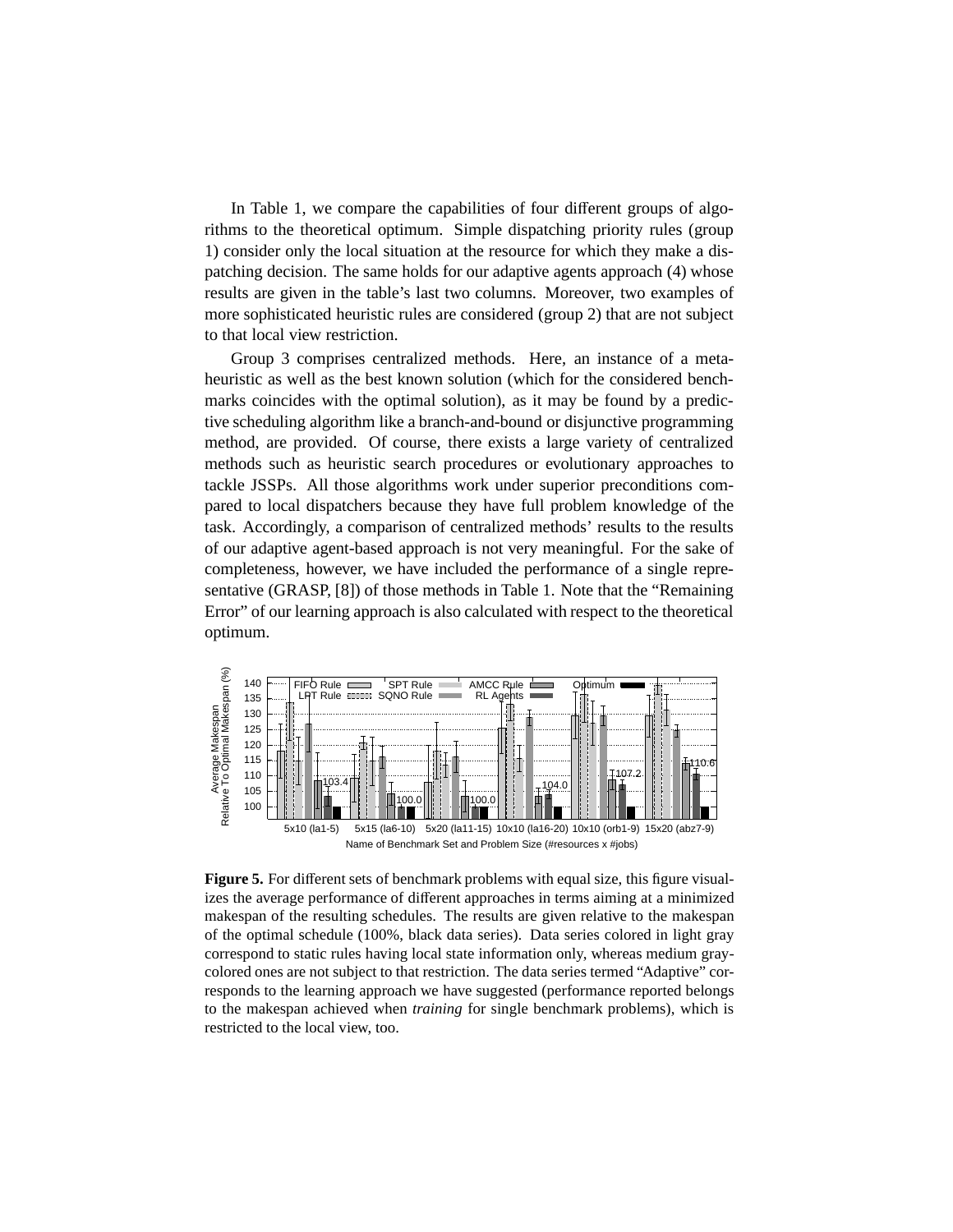In Table 1, we compare the capabilities of four different groups of algorithms to the theoretical optimum. Simple dispatching priority rules (group 1) consider only the local situation at the resource for which they make a dispatching decision. The same holds for our adaptive agents approach (4) whose results are given in the table's last two columns. Moreover, two examples of more sophisticated heuristic rules are considered (group 2) that are not subject to that local view restriction.

Group 3 comprises centralized methods. Here, an instance of a metaheuristic as well as the best known solution (which for the considered benchmarks coincides with the optimal solution), as it may be found by a predictive scheduling algorithm like a branch-and-bound or disjunctive programming method, are provided. Of course, there exists a large variety of centralized methods such as heuristic search procedures or evolutionary approaches to tackle JSSPs. All those algorithms work under superior preconditions compared to local dispatchers because they have full problem knowledge of the task. Accordingly, a comparison of centralized methods' results to the results of our adaptive agent-based approach is not very meaningful. For the sake of completeness, however, we have included the performance of a single representative (GRASP, [8]) of those methods in Table 1. Note that the "Remaining Error" of our learning approach is also calculated with respect to the theoretical optimum.

**Figure 5.** For different sets of benchmark problems with equal size, this figure visualizes the average performance of different approaches in terms aiming at a minimized makespan of the resulting schedules. The results are given relative to the makespan of the optimal schedule (100%, black data series). Data series colored in light gray correspond to static rules having local state information only, whereas medium gray-colored ones are not subject to that restriction. The data series termed "Adaptive" corresponds to the learning approach we have suggested (performance reported belongs to the makespan achieved when *training* for single benchmark problems), which is restricted to the local view, too.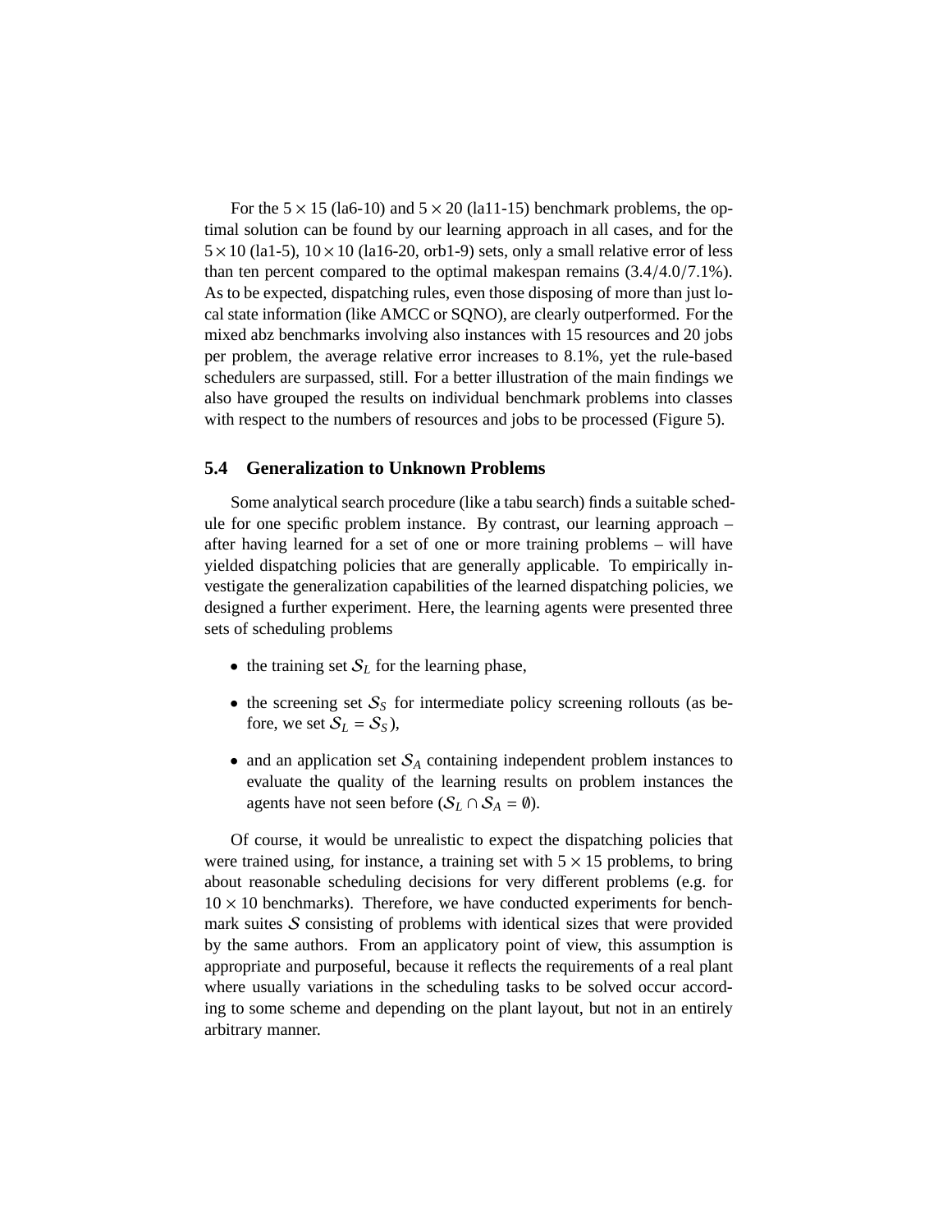For the $5 \times 15$ (la6-10) and $5 \times 20$ (la11-15) benchmark problems, the optimal solution can be found by our learning approach in all cases, and for the $5 \times 10$ (la1-5), $10 \times 10$ (la16-20, orb1-9) sets, only a small relative error of less than ten percent compared to the optimal makespan remains (3.4/4.0/7.1%). As to be expected, dispatching rules, even those disposing of more than just local state information (like AMCC or SQNO), are clearly outperformed. For the mixed abz benchmarks involving also instances with 15 resources and 20 jobs per problem, the average relative error increases to 8.1%, yet the rule-based schedulers are surpassed, still. For a better illustration of the main findings we also have grouped the results on individual benchmark problems into classes with respect to the numbers of resources and jobs to be processed (Figure 5).

### 5.4 Generalization to Unknown Problems

Some analytical search procedure (like a tabu search) finds a suitable schedule for one specific problem instance. By contrast, our learning approach – after having learned for a set of one or more training problems – will have yielded dispatching policies that are generally applicable. To empirically investigate the generalization capabilities of the learned dispatching policies, we designed a further experiment. Here, the learning agents were presented three sets of scheduling problems

- the training set $\mathcal{S}_L$ for the learning phase,
- the screening set $\mathcal{S}_S$ for intermediate policy screening rollouts (as before, we set $\mathcal{S}_L = \mathcal{S}_S$),
- and an application set $\mathcal{S}_A$ containing independent problem instances to evaluate the quality of the learning results on problem instances the agents have not seen before ($\mathcal{S}_L \cap \mathcal{S}_A = \emptyset$).

Of course, it would be unrealistic to expect the dispatching policies that were trained using, for instance, a training set with $5 \times 15$ problems, to bring about reasonable scheduling decisions for very different problems (e.g. for $10 \times 10$ benchmarks). Therefore, we have conducted experiments for benchmark suites $\mathcal{S}$ consisting of problems with identical sizes that were provided by the same authors. From an applicatory point of view, this assumption is appropriate and purposeful, because it reflects the requirements of a real plant where usually variations in the scheduling tasks to be solved occur according to some scheme and depending on the plant layout, but not in an entirely arbitrary manner.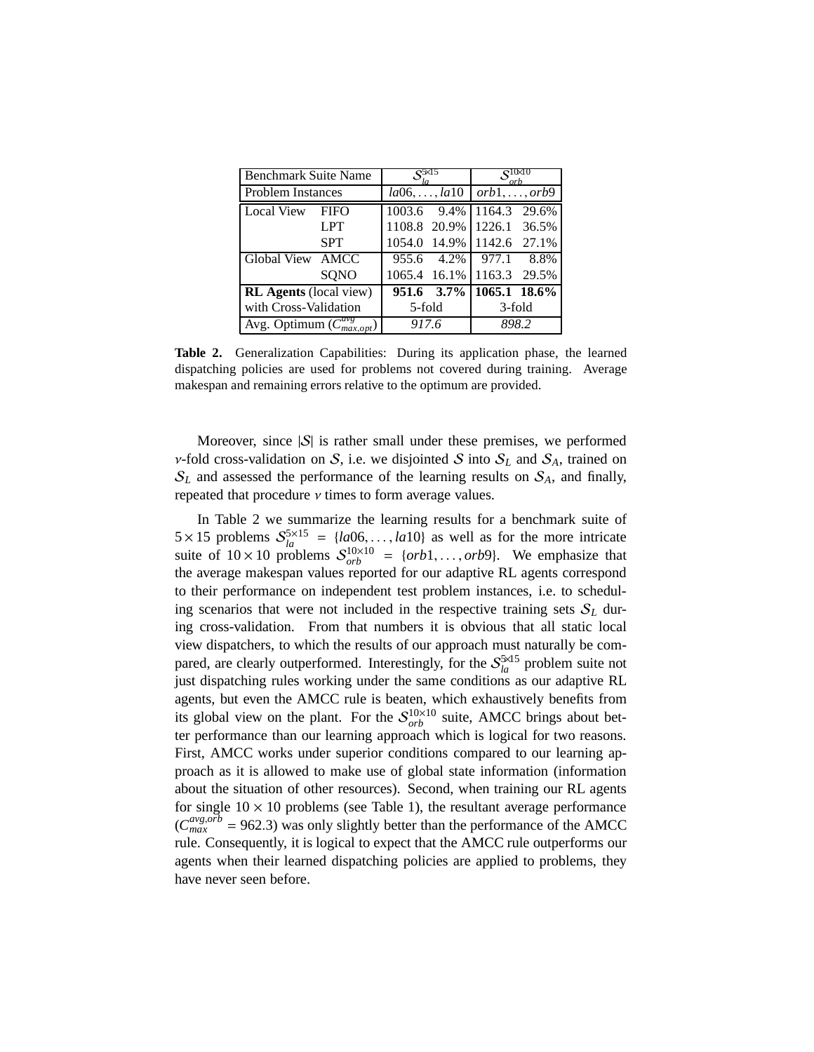| Benchmark Suite Name | | $\mathcal{S}_{la}^{5\times15}$ | | $\mathcal{S}_{orb}^{10\times10}$ | |
|---|---|---|---|---|---|
| Problem Instances | | $la06,\ldots,la10$ | | $orb1,\ldots,orb9$ | |
| Local View | FIFO | 1003.6 | 9.4% | 1164.3 | 29.6% |
| | LPT | 1108.8 | 20.9% | 1226.1 | 36.5% |
| | SPT | 1054.0 | 14.9% | 1142.6 | 27.1% |
| Global View | AMCC | 955.6 | 4.2% | 977.1 | 8.8% |
| | SQNO | 1065.4 | 16.1% | 1163.3 | 29.5% |
| **RL Agents** (local view) | | **951.6** | **3.7%** | **1065.1** | **18.6%** |
| with Cross-Validation | | 5-fold | | 3-fold | |
| Avg. Optimum ($C_{max,opt}^{avg}$) | | *917.6* | | *898.2* | |

**Table 2.** Generalization Capabilities: During its application phase, the learned dispatching policies are used for problems not covered during training. Average makespan and remaining errors relative to the optimum are provided.

Moreover, since $|\mathcal{S}|$ is rather small under these premises, we performed $\nu$-fold cross-validation on $\mathcal{S}$, i.e. we disjointed $\mathcal{S}$ into $\mathcal{S}_L$ and $\mathcal{S}_A$, trained on $\mathcal{S}_L$ and assessed the performance of the learning results on $\mathcal{S}_A$, and finally, repeated that procedure $\nu$ times to form average values.

In Table 2 we summarize the learning results for a benchmark suite of $5\times15$ problems $\mathcal{S}_{la}^{5\times15} = \{la06,\ldots,la10\}$ as well as for the more intricate suite of $10\times10$ problems $\mathcal{S}_{orb}^{10\times10} = \{orb1,\ldots,orb9\}$. We emphasize that the average makespan values reported for our adaptive RL agents correspond to their performance on independent test problem instances, i.e. to scheduling scenarios that were not included in the respective training sets $\mathcal{S}_L$ during cross-validation. From that numbers it is obvious that all static local view dispatchers, to which the results of our approach must naturally be compared, are clearly outperformed. Interestingly, for the $\mathcal{S}_{la}^{5\times15}$ problem suite not just dispatching rules working under the same conditions as our adaptive RL agents, but even the AMCC rule is beaten, which exhaustively benefits from its global view on the plant. For the $\mathcal{S}_{orb}^{10\times10}$ suite, AMCC brings about better performance than our learning approach which is logical for two reasons. First, AMCC works under superior conditions compared to our learning approach as it is allowed to make use of global state information (information about the situation of other resources). Second, when training our RL agents for single $10\times10$ problems (see Table 1), the resultant average performance ($C_{max}^{avg,orb} = 962.3$) was only slightly better than the performance of the AMCC rule. Consequently, it is logical to expect that the AMCC rule outperforms our agents when their learned dispatching policies are applied to problems, they have never seen before.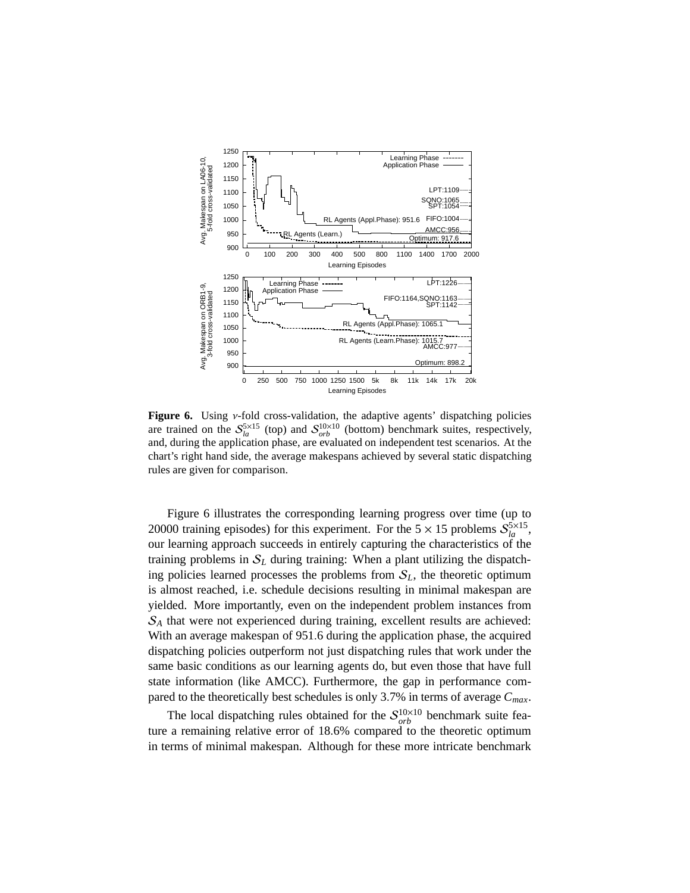**Figure 6.** Using $\nu$-fold cross-validation, the adaptive agents' dispatching policies are trained on the $\mathcal{S}_{la}^{5\times15}$ (top) and $\mathcal{S}_{orb}^{10\times10}$ (bottom) benchmark suites, respectively, and, during the application phase, are evaluated on independent test scenarios. At the chart's right hand side, the average makespans achieved by several static dispatching rules are given for comparison.

Figure 6 illustrates the corresponding learning progress over time (up to 20000 training episodes) for this experiment. For the $5 \times 15$ problems $\mathcal{S}_{la}^{5\times15}$, our learning approach succeeds in entirely capturing the characteristics of the training problems in $\mathcal{S}_L$ during training: When a plant utilizing the dispatching policies learned processes the problems from $\mathcal{S}_L$, the theoretic optimum is almost reached, i.e. schedule decisions resulting in minimal makespan are yielded. More importantly, even on the independent problem instances from $\mathcal{S}_A$ that were not experienced during training, excellent results are achieved: With an average makespan of 951.6 during the application phase, the acquired dispatching policies outperform not just dispatching rules that work under the same basic conditions as our learning agents do, but even those that have full state information (like AMCC). Furthermore, the gap in performance compared to the theoretically best schedules is only 3.7% in terms of average $C_{max}$.

The local dispatching rules obtained for the $\mathcal{S}_{orb}^{10\times10}$ benchmark suite feature a remaining relative error of 18.6% compared to the theoretic optimum in terms of minimal makespan. Although for these more intricate benchmark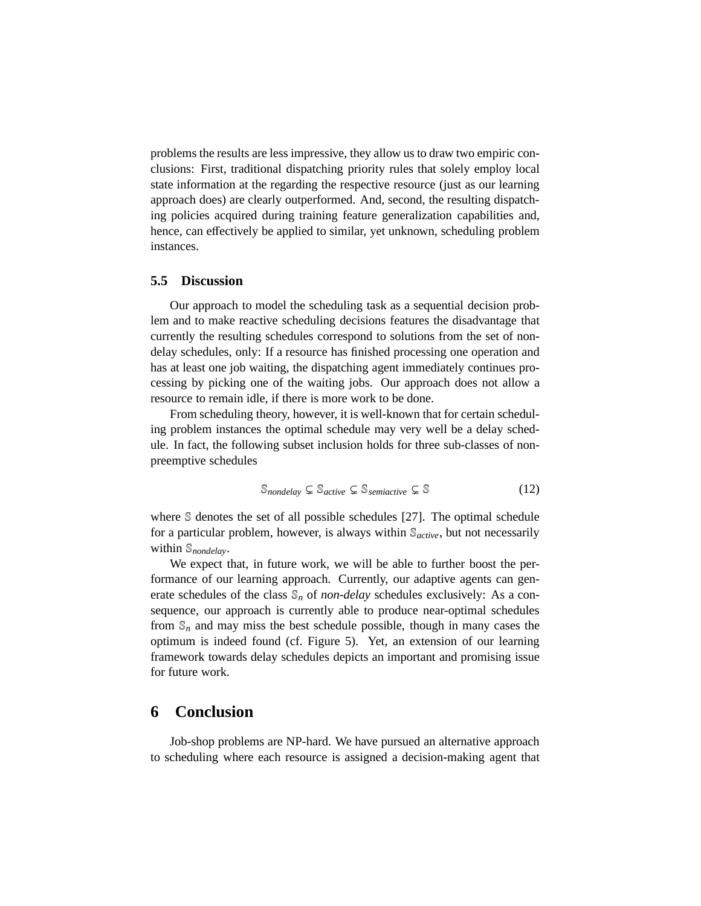problems the results are less impressive, they allow us to draw two empiric conclusions: First, traditional dispatching priority rules that solely employ local state information at the regarding the respective resource (just as our learning approach does) are clearly outperformed. And, second, the resulting dispatching policies acquired during training feature generalization capabilities and, hence, can effectively be applied to similar, yet unknown, scheduling problem instances.

### 5.5 Discussion

Our approach to model the scheduling task as a sequential decision problem and to make reactive scheduling decisions features the disadvantage that currently the resulting schedules correspond to solutions from the set of non-delay schedules, only: If a resource has finished processing one operation and has at least one job waiting, the dispatching agent immediately continues processing by picking one of the waiting jobs. Our approach does not allow a resource to remain idle, if there is more work to be done.

From scheduling theory, however, it is well-known that for certain scheduling problem instances the optimal schedule may very well be a delay schedule. In fact, the following subset inclusion holds for three sub-classes of non-preemptive schedules

$$\mathbb{S}_{nondelay} \subsetneq \mathbb{S}_{active} \subsetneq \mathbb{S}_{semiactive} \subsetneq \mathbb{S} \tag{12}$$

where $\mathbb{S}$ denotes the set of all possible schedules [27]. The optimal schedule for a particular problem, however, is always within $\mathbb{S}_{active}$, but not necessarily within $\mathbb{S}_{nondelay}$.

We expect that, in future work, we will be able to further boost the performance of our learning approach. Currently, our adaptive agents can generate schedules of the class $\mathbb{S}_n$ of *non-delay* schedules exclusively: As a consequence, our approach is currently able to produce near-optimal schedules from $\mathbb{S}_n$ and may miss the best schedule possible, though in many cases the optimum is indeed found (cf. Figure 5). Yet, an extension of our learning framework towards delay schedules depicts an important and promising issue for future work.

## 6 Conclusion

Job-shop problems are NP-hard. We have pursued an alternative approach to scheduling where each resource is assigned a decision-making agent that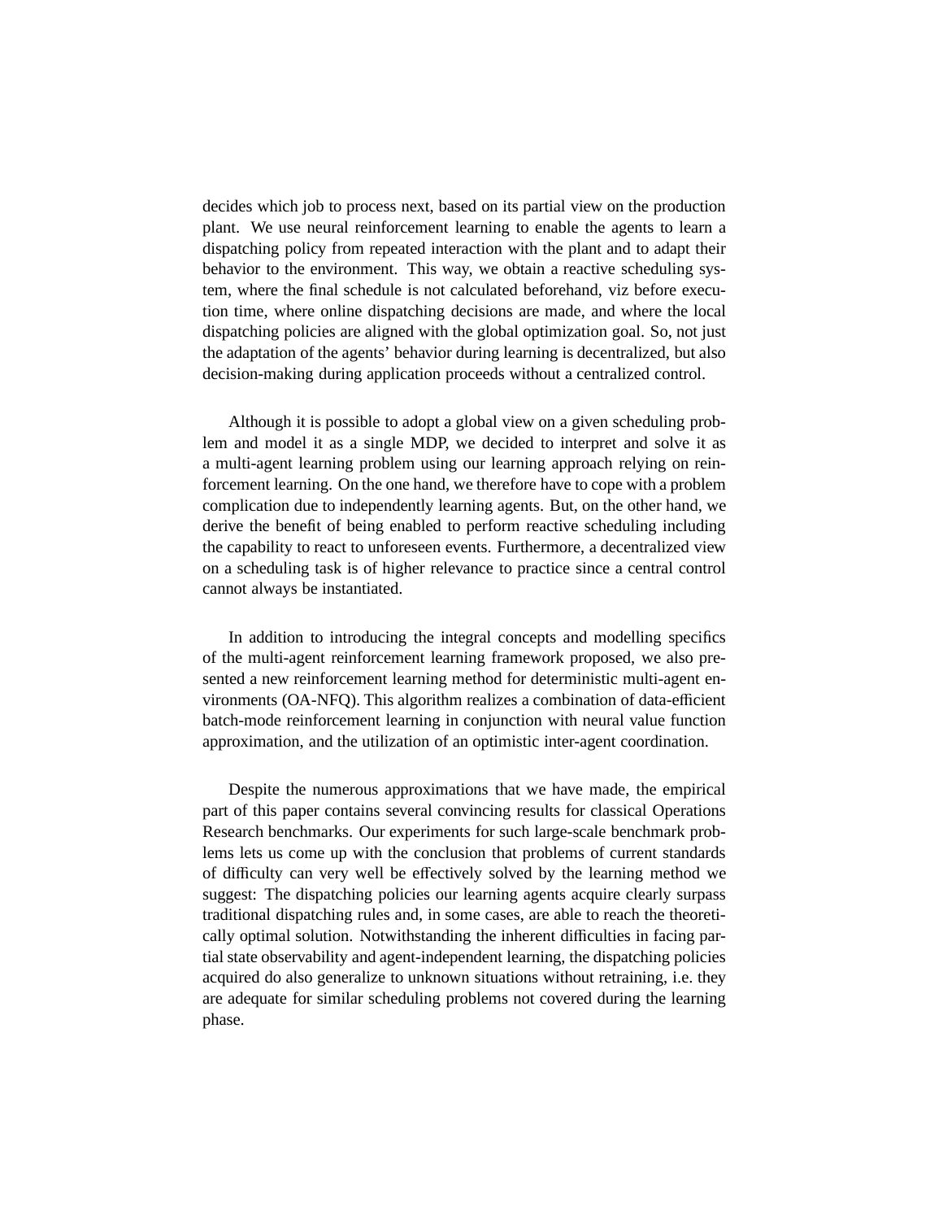decides which job to process next, based on its partial view on the production plant. We use neural reinforcement learning to enable the agents to learn a dispatching policy from repeated interaction with the plant and to adapt their behavior to the environment. This way, we obtain a reactive scheduling system, where the final schedule is not calculated beforehand, viz before execution time, where online dispatching decisions are made, and where the local dispatching policies are aligned with the global optimization goal. So, not just the adaptation of the agents' behavior during learning is decentralized, but also decision-making during application proceeds without a centralized control.

Although it is possible to adopt a global view on a given scheduling problem and model it as a single MDP, we decided to interpret and solve it as a multi-agent learning problem using our learning approach relying on reinforcement learning. On the one hand, we therefore have to cope with a problem complication due to independently learning agents. But, on the other hand, we derive the benefit of being enabled to perform reactive scheduling including the capability to react to unforeseen events. Furthermore, a decentralized view on a scheduling task is of higher relevance to practice since a central control cannot always be instantiated.

In addition to introducing the integral concepts and modelling specifics of the multi-agent reinforcement learning framework proposed, we also presented a new reinforcement learning method for deterministic multi-agent environments (OA-NFQ). This algorithm realizes a combination of data-efficient batch-mode reinforcement learning in conjunction with neural value function approximation, and the utilization of an optimistic inter-agent coordination.

Despite the numerous approximations that we have made, the empirical part of this paper contains several convincing results for classical Operations Research benchmarks. Our experiments for such large-scale benchmark problems lets us come up with the conclusion that problems of current standards of difficulty can very well be effectively solved by the learning method we suggest: The dispatching policies our learning agents acquire clearly surpass traditional dispatching rules and, in some cases, are able to reach the theoretically optimal solution. Notwithstanding the inherent difficulties in facing partial state observability and agent-independent learning, the dispatching policies acquired do also generalize to unknown situations without retraining, i.e. they are adequate for similar scheduling problems not covered during the learning phase.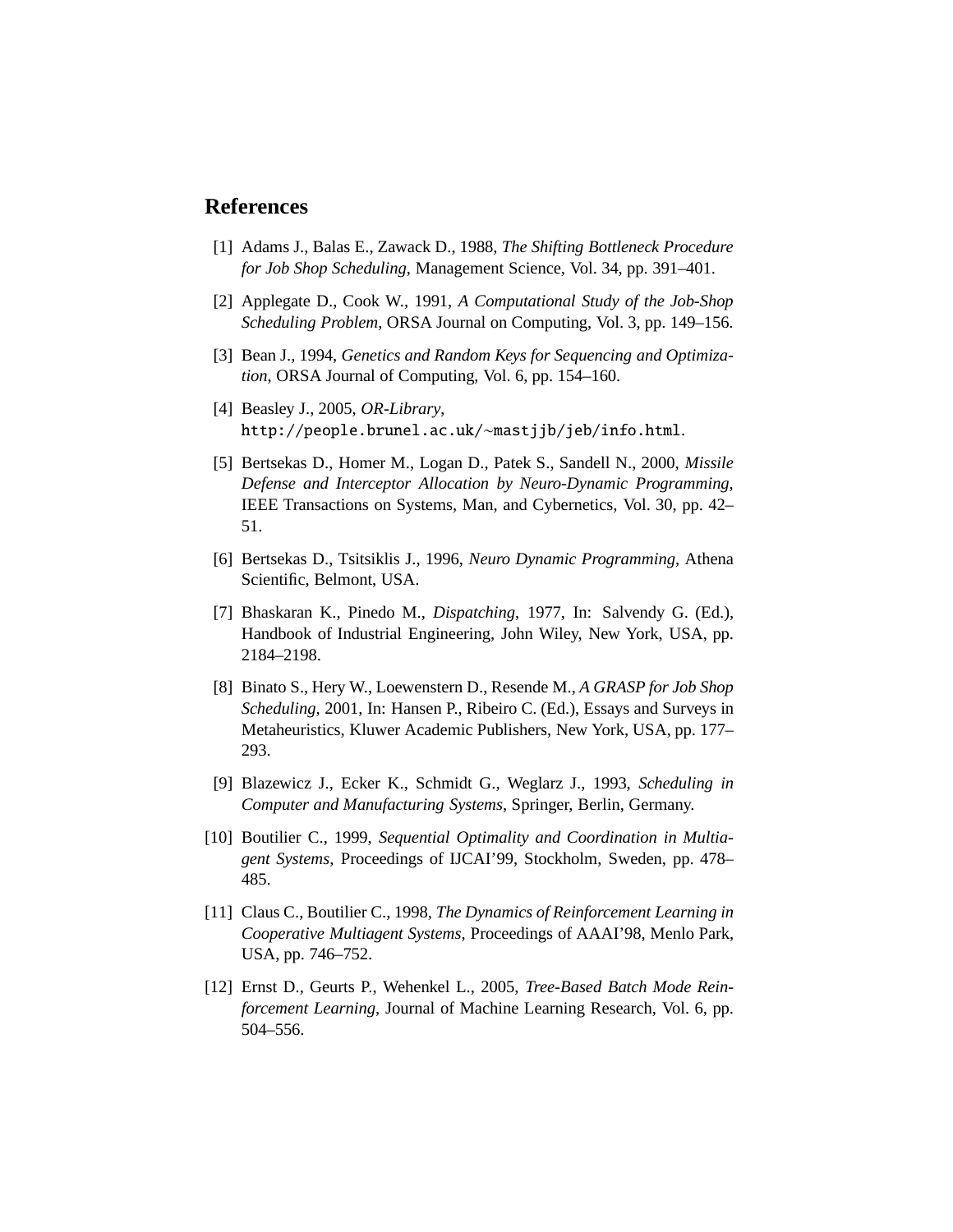## References

[1] Adams J., Balas E., Zawack D., 1988, *The Shifting Bottleneck Procedure for Job Shop Scheduling*, Management Science, Vol. 34, pp. 391–401.

[2] Applegate D., Cook W., 1991, *A Computational Study of the Job-Shop Scheduling Problem*, ORSA Journal on Computing, Vol. 3, pp. 149–156.

[3] Bean J., 1994, *Genetics and Random Keys for Sequencing and Optimization*, ORSA Journal of Computing, Vol. 6, pp. 154–160.

[4] Beasley J., 2005, *OR-Library*, `http://people.brunel.ac.uk/~mastjjb/jeb/info.html`.

[5] Bertsekas D., Homer M., Logan D., Patek S., Sandell N., 2000, *Missile Defense and Interceptor Allocation by Neuro-Dynamic Programming*, IEEE Transactions on Systems, Man, and Cybernetics, Vol. 30, pp. 42–51.

[6] Bertsekas D., Tsitsiklis J., 1996, *Neuro Dynamic Programming*, Athena Scientific, Belmont, USA.

[7] Bhaskaran K., Pinedo M., *Dispatching*, 1977, In: Salvendy G. (Ed.), Handbook of Industrial Engineering, John Wiley, New York, USA, pp. 2184–2198.

[8] Binato S., Hery W., Loewenstern D., Resende M., *A GRASP for Job Shop Scheduling*, 2001, In: Hansen P., Ribeiro C. (Ed.), Essays and Surveys in Metaheuristics, Kluwer Academic Publishers, New York, USA, pp. 177–293.

[9] Blazewicz J., Ecker K., Schmidt G., Weglarz J., 1993, *Scheduling in Computer and Manufacturing Systems*, Springer, Berlin, Germany.

[10] Boutilier C., 1999, *Sequential Optimality and Coordination in Multiagent Systems*, Proceedings of IJCAI'99, Stockholm, Sweden, pp. 478–485.

[11] Claus C., Boutilier C., 1998, *The Dynamics of Reinforcement Learning in Cooperative Multiagent Systems*, Proceedings of AAAI'98, Menlo Park, USA, pp. 746–752.

[12] Ernst D., Geurts P., Wehenkel L., 2005, *Tree-Based Batch Mode Reinforcement Learning*, Journal of Machine Learning Research, Vol. 6, pp. 504–556.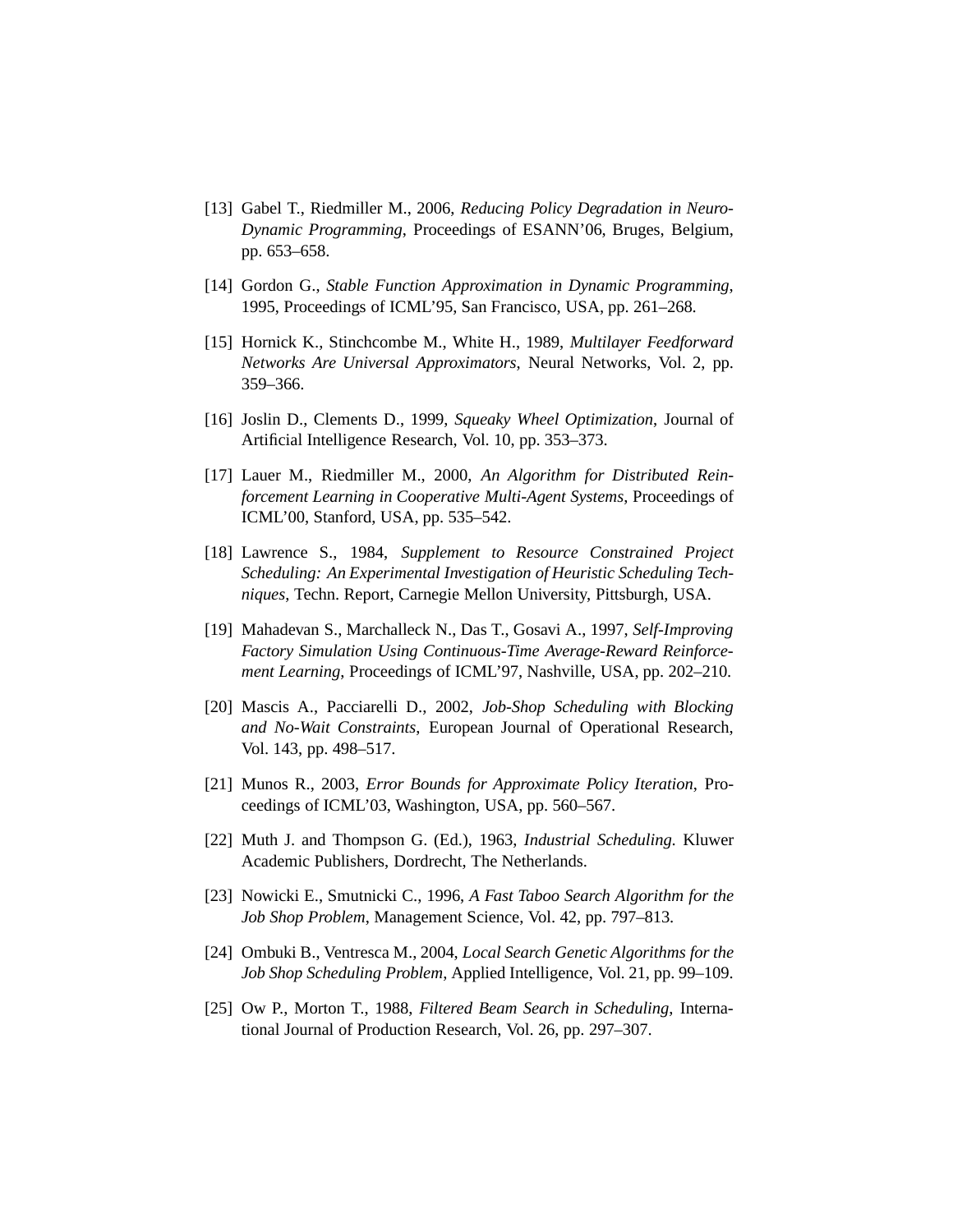[13] Gabel T., Riedmiller M., 2006, *Reducing Policy Degradation in Neuro-Dynamic Programming*, Proceedings of ESANN'06, Bruges, Belgium, pp. 653–658.

[14] Gordon G., *Stable Function Approximation in Dynamic Programming*, 1995, Proceedings of ICML'95, San Francisco, USA, pp. 261–268.

[15] Hornick K., Stinchcombe M., White H., 1989, *Multilayer Feedforward Networks Are Universal Approximators*, Neural Networks, Vol. 2, pp. 359–366.

[16] Joslin D., Clements D., 1999, *Squeaky Wheel Optimization*, Journal of Artificial Intelligence Research, Vol. 10, pp. 353–373.

[17] Lauer M., Riedmiller M., 2000, *An Algorithm for Distributed Reinforcement Learning in Cooperative Multi-Agent Systems*, Proceedings of ICML'00, Stanford, USA, pp. 535–542.

[18] Lawrence S., 1984, *Supplement to Resource Constrained Project Scheduling: An Experimental Investigation of Heuristic Scheduling Techniques*, Techn. Report, Carnegie Mellon University, Pittsburgh, USA.

[19] Mahadevan S., Marchalleck N., Das T., Gosavi A., 1997, *Self-Improving Factory Simulation Using Continuous-Time Average-Reward Reinforcement Learning*, Proceedings of ICML'97, Nashville, USA, pp. 202–210.

[20] Mascis A., Pacciarelli D., 2002, *Job-Shop Scheduling with Blocking and No-Wait Constraints*, European Journal of Operational Research, Vol. 143, pp. 498–517.

[21] Munos R., 2003, *Error Bounds for Approximate Policy Iteration*, Proceedings of ICML'03, Washington, USA, pp. 560–567.

[22] Muth J. and Thompson G. (Ed.), 1963, *Industrial Scheduling*. Kluwer Academic Publishers, Dordrecht, The Netherlands.

[23] Nowicki E., Smutnicki C., 1996, *A Fast Taboo Search Algorithm for the Job Shop Problem*, Management Science, Vol. 42, pp. 797–813.

[24] Ombuki B., Ventresca M., 2004, *Local Search Genetic Algorithms for the Job Shop Scheduling Problem*, Applied Intelligence, Vol. 21, pp. 99–109.

[25] Ow P., Morton T., 1988, *Filtered Beam Search in Scheduling*, International Journal of Production Research, Vol. 26, pp. 297–307.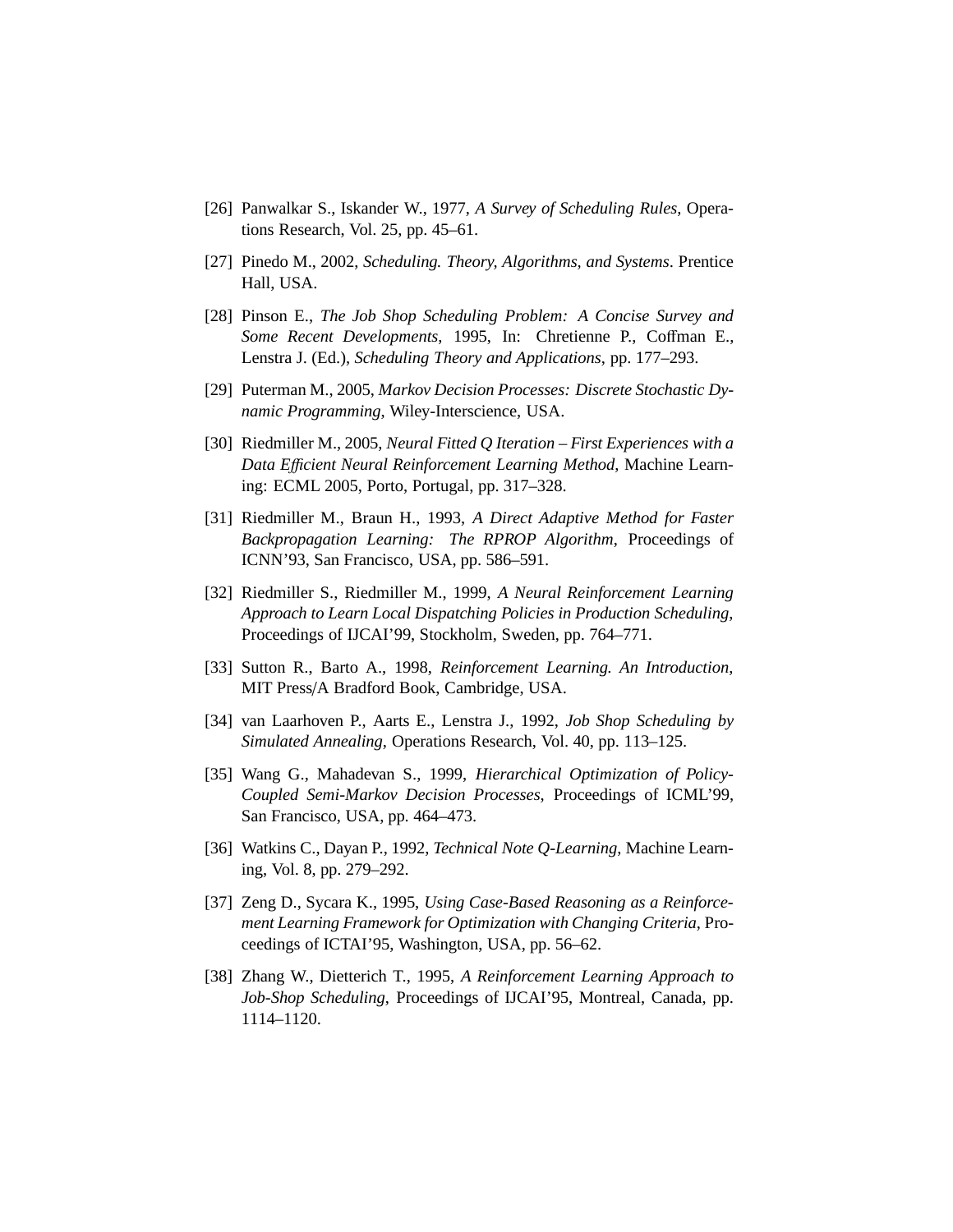[26] Panwalkar S., Iskander W., 1977, *A Survey of Scheduling Rules*, Operations Research, Vol. 25, pp. 45–61.

[27] Pinedo M., 2002, *Scheduling. Theory, Algorithms, and Systems*. Prentice Hall, USA.

[28] Pinson E., *The Job Shop Scheduling Problem: A Concise Survey and Some Recent Developments*, 1995, In: Chretienne P., Coffman E., Lenstra J. (Ed.), *Scheduling Theory and Applications*, pp. 177–293.

[29] Puterman M., 2005, *Markov Decision Processes: Discrete Stochastic Dynamic Programming*, Wiley-Interscience, USA.

[30] Riedmiller M., 2005, *Neural Fitted Q Iteration – First Experiences with a Data Efficient Neural Reinforcement Learning Method*, Machine Learning: ECML 2005, Porto, Portugal, pp. 317–328.

[31] Riedmiller M., Braun H., 1993, *A Direct Adaptive Method for Faster Backpropagation Learning: The RPROP Algorithm*, Proceedings of ICNN'93, San Francisco, USA, pp. 586–591.

[32] Riedmiller S., Riedmiller M., 1999, *A Neural Reinforcement Learning Approach to Learn Local Dispatching Policies in Production Scheduling*, Proceedings of IJCAI'99, Stockholm, Sweden, pp. 764–771.

[33] Sutton R., Barto A., 1998, *Reinforcement Learning. An Introduction*, MIT Press/A Bradford Book, Cambridge, USA.

[34] van Laarhoven P., Aarts E., Lenstra J., 1992, *Job Shop Scheduling by Simulated Annealing*, Operations Research, Vol. 40, pp. 113–125.

[35] Wang G., Mahadevan S., 1999, *Hierarchical Optimization of Policy-Coupled Semi-Markov Decision Processes*, Proceedings of ICML'99, San Francisco, USA, pp. 464–473.

[36] Watkins C., Dayan P., 1992, *Technical Note Q-Learning*, Machine Learning, Vol. 8, pp. 279–292.

[37] Zeng D., Sycara K., 1995, *Using Case-Based Reasoning as a Reinforcement Learning Framework for Optimization with Changing Criteria*, Proceedings of ICTAI'95, Washington, USA, pp. 56–62.

[38] Zhang W., Dietterich T., 1995, *A Reinforcement Learning Approach to Job-Shop Scheduling*, Proceedings of IJCAI'95, Montreal, Canada, pp. 1114–1120.